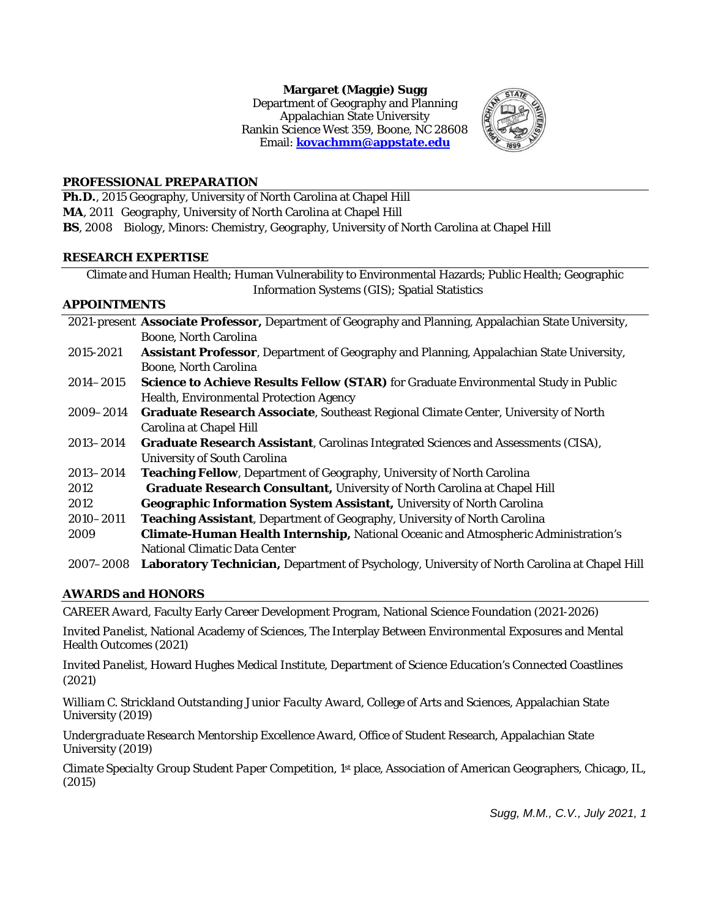**Margaret (Maggie) Sugg**
Department of Geography and Planning
Appalachian State University
Rankin Science West 359, Boone, NC 28608
Email: **kovachmm@appstate.edu**

## PROFESSIONAL PREPARATION

**Ph.D.**, 2015 Geography, University of North Carolina at Chapel Hill
**MA**, 2011 Geography, University of North Carolina at Chapel Hill
**BS**, 2008 Biology, Minors: Chemistry, Geography, University of North Carolina at Chapel Hill

## RESEARCH EXPERTISE

Climate and Human Health; Human Vulnerability to Environmental Hazards; Public Health; Geographic Information Systems (GIS); Spatial Statistics

## APPOINTMENTS

| | |
|---|---|
| 2021-present | **Associate Professor,** Department of Geography and Planning, Appalachian State University, Boone, North Carolina |
| 2015-2021 | **Assistant Professor**, Department of Geography and Planning, Appalachian State University, Boone, North Carolina |
| 2014–2015 | **Science to Achieve Results Fellow (STAR)** for Graduate Environmental Study in Public Health, Environmental Protection Agency |
| 2009–2014 | **Graduate Research Associate**, Southeast Regional Climate Center, University of North Carolina at Chapel Hill |
| 2013–2014 | **Graduate Research Assistant**, Carolinas Integrated Sciences and Assessments (CISA), University of South Carolina |
| 2013–2014 | **Teaching Fellow**, Department of Geography, University of North Carolina |
| 2012 | **Graduate Research Consultant,** University of North Carolina at Chapel Hill |
| 2012 | **Geographic Information System Assistant,** University of North Carolina |
| 2010–2011 | **Teaching Assistant**, Department of Geography, University of North Carolina |
| 2009 | **Climate-Human Health Internship,** National Oceanic and Atmospheric Administration's National Climatic Data Center |
| 2007–2008 | **Laboratory Technician,** Department of Psychology, University of North Carolina at Chapel Hill |

## AWARDS and HONORS

*CAREER Award*, Faculty Early Career Development Program, National Science Foundation (2021-2026)

*Invited Panelist*, National Academy of Sciences, The Interplay Between Environmental Exposures and Mental Health Outcomes (2021)

*Invited Panelist*, Howard Hughes Medical Institute, Department of Science Education's Connected Coastlines (2021)

*William C. Strickland Outstanding Junior Faculty Award*, College of Arts and Sciences, Appalachian State University (2019)

*Undergraduate Research Mentorship Excellence Award*, Office of Student Research, Appalachian State University (2019)

*Climate Specialty Group Student Paper Competition*, 1st place, Association of American Geographers, Chicago, IL, (2015)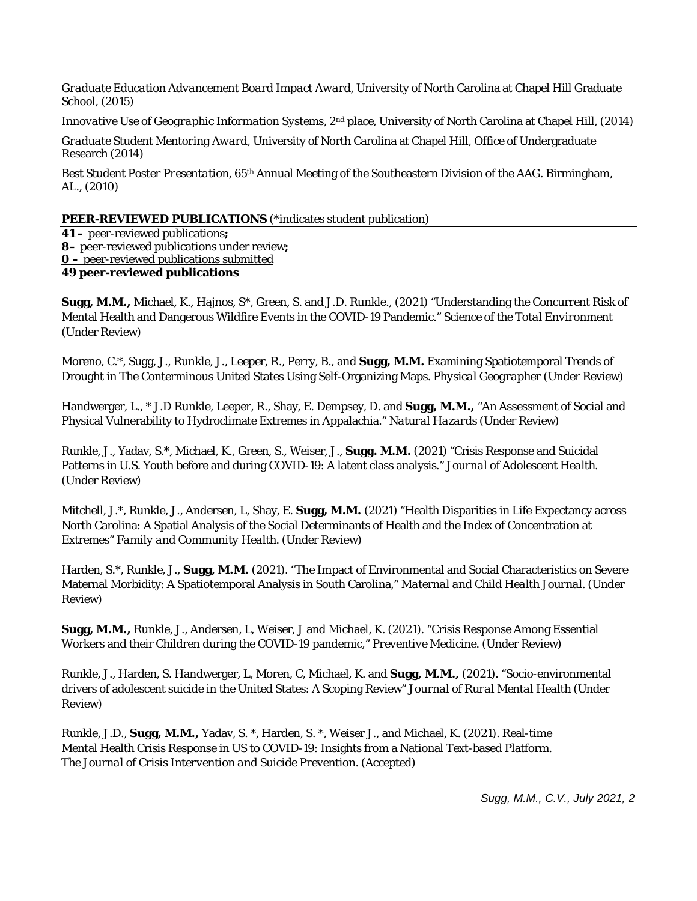*Graduate Education Advancement Board Impact Award*, University of North Carolina at Chapel Hill Graduate School, (2015)

*Innovative Use of Geographic Information Systems*, 2nd place, University of North Carolina at Chapel Hill, (2014)

*Graduate Student Mentoring Award*, University of North Carolina at Chapel Hill, Office of Undergraduate Research (2014)

Best Student Poster *Presentation*, 65th Annual Meeting of the Southeastern Division of the AAG. Birmingham, AL., (2010)

**PEER-REVIEWED PUBLICATIONS** (*indicates student publication)

**41 –** peer-reviewed publications**;**
**8–** peer-reviewed publications under review**;**
**0 –** peer-reviewed publications submitted
**49 peer-reviewed publications**

**Sugg, M.M.,** Michael, K., Hajnos, S*, Green, S. and J.D. Runkle., (2021) "Understanding the Concurrent Risk of Mental Health and Dangerous Wildfire Events in the COVID-19 Pandemic." *Science of the Total Environment* (Under Review)

Moreno, C.*, Sugg, J., Runkle, J., Leeper, R., Perry, B., and **Sugg, M.M.** Examining Spatiotemporal Trends of Drought in The Conterminous United States Using Self-Organizing Maps. *Physical Geographer* (Under Review)

Handwerger, L., * J.D Runkle, Leeper, R., Shay, E. Dempsey, D. and **Sugg, M.M.,** "An Assessment of Social and Physical Vulnerability to Hydroclimate Extremes in Appalachia." *Natural Hazards* (Under Review)

Runkle, J., Yadav, S.*, Michael, K., Green, S., Weiser, J., **Sugg. M.M.** (2021) "Crisis Response and Suicidal Patterns in U.S. Youth before and during COVID-19: A latent class analysis." *Journal of Adolescent Health*. (Under Review)

Mitchell, J.*, Runkle, J., Andersen, L, Shay, E. **Sugg, M.M.** (2021) "Health Disparities in Life Expectancy across North Carolina: A Spatial Analysis of the Social Determinants of Health and the Index of Concentration at Extremes" *Family and Community Health*. (Under Review)

Harden, S.*, Runkle, J., **Sugg, M.M.** (2021). "The Impact of Environmental and Social Characteristics on Severe Maternal Morbidity: A Spatiotemporal Analysis in South Carolina," *Maternal and Child Health Journal*. (Under Review)

**Sugg, M.M.,** Runkle, J., Andersen, L, Weiser, J and Michael, K. (2021). "Crisis Response Among Essential Workers and their Children during the COVID-19 pandemic," *Preventive Medicine*. (Under Review)

Runkle, J., Harden, S. Handwerger, L, Moren, C, Michael, K. and **Sugg, M.M.,** (2021). "Socio-environmental drivers of adolescent suicide in the United States: A Scoping Review" *Journal of Rural Mental Health* (Under Review)

Runkle, J.D., **Sugg, M.M.,** Yadav, S. *, Harden, S. *, Weiser J., and Michael, K. (2021). Real-time Mental Health Crisis Response in US to COVID-19: Insights from a National Text-based Platform. *The Journal of Crisis Intervention and Suicide Prevention*. (Accepted)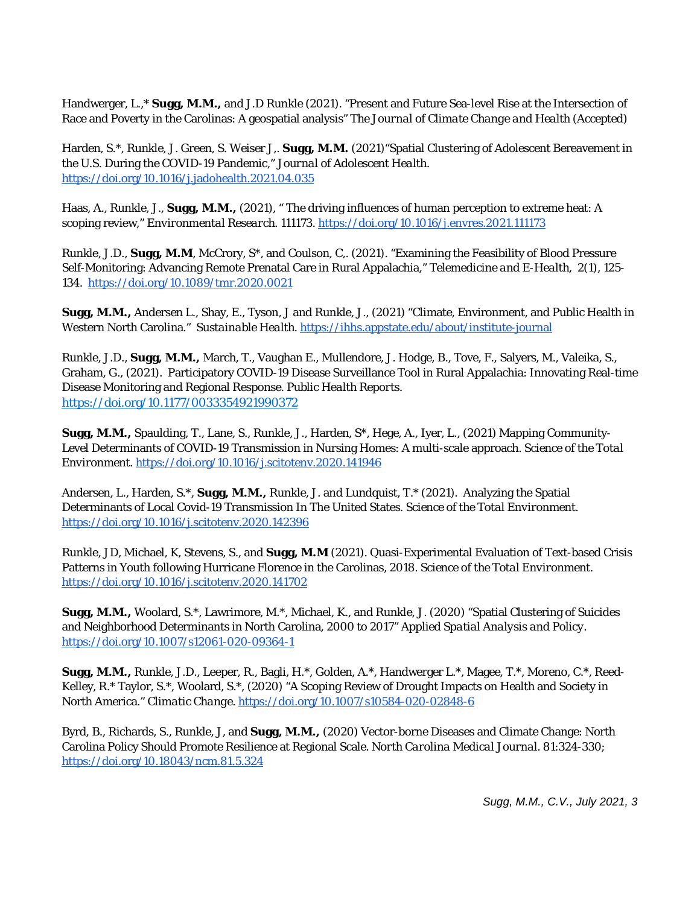Handwerger, L.,* **Sugg, M.M.,** and J.D Runkle (2021). "Present and Future Sea-level Rise at the Intersection of Race and Poverty in the Carolinas: A geospatial analysis" *The Journal of Climate Change and Health* (Accepted)

Harden, S.*, Runkle, J. Green, S. Weiser J,. **Sugg, M.M.** (2021)"Spatial Clustering of Adolescent Bereavement in the U.S. During the COVID-19 Pandemic," *Journal of Adolescent Health.* https://doi.org/10.1016/j.jadohealth.2021.04.035

Haas, A., Runkle, J., **Sugg, M.M.,** (2021), " The driving influences of human perception to extreme heat: A scoping review," *Environmental Research.* 111173. https://doi.org/10.1016/j.envres.2021.111173

Runkle, J.D., **Sugg, M.M**, McCrory, S*, and Coulson, C,. (2021). "Examining the Feasibility of Blood Pressure Self-Monitoring: Advancing Remote Prenatal Care in Rural Appalachia," *Telemedicine and E-Health,* 2(1), 125-134. https://doi.org/10.1089/tmr.2020.0021

**Sugg, M.M.,** Andersen L., Shay, E., Tyson, J and Runkle, J., (2021) "Climate, Environment, and Public Health in Western North Carolina." *Sustainable Health.* https://ihhs.appstate.edu/about/institute-journal

Runkle, J.D., **Sugg, M.M.,** March, T., Vaughan E., Mullendore, J. Hodge, B., Tove, F., Salyers, M., Valeika, S., Graham, G., (2021). Participatory COVID-19 Disease Surveillance Tool in Rural Appalachia: Innovating Real-time Disease Monitoring and Regional Response. *Public Health Reports.* https://doi.org/10.1177/0033354921990372

**Sugg, M.M.,** Spaulding, T., Lane, S., Runkle, J., Harden, S*, Hege, A., Iyer, L., (2021) Mapping Community-Level Determinants of COVID-19 Transmission in Nursing Homes: A multi-scale approach. *Science of the Total Environment.* https://doi.org/10.1016/j.scitotenv.2020.141946

Andersen, L., Harden, S.*, **Sugg, M.M.,** Runkle, J. and Lundquist, T.* (2021). Analyzing the Spatial Determinants of Local Covid-19 Transmission In The United States. *Science of the Total Environment.* https://doi.org/10.1016/j.scitotenv.2020.142396

Runkle, JD, Michael, K, Stevens, S., and **Sugg, M.M** (2021). Quasi-Experimental Evaluation of Text-based Crisis Patterns in Youth following Hurricane Florence in the Carolinas, 2018. *Science of the Total Environment.* https://doi.org/10.1016/j.scitotenv.2020.141702

**Sugg, M.M.,** Woolard, S.*, Lawrimore, M.*, Michael, K., and Runkle, J. (2020) "Spatial Clustering of Suicides and Neighborhood Determinants in North Carolina, 2000 to 2017" *Applied Spatial Analysis and Policy.* https://doi.org/10.1007/s12061-020-09364-1

**Sugg, M.M.,** Runkle, J.D., Leeper, R., Bagli, H.*, Golden, A.*, Handwerger L.*, Magee, T.*, Moreno, C.*, Reed-Kelley, R.* Taylor, S.*, Woolard, S.*, (2020) "A Scoping Review of Drought Impacts on Health and Society in North America." *Climatic Change.* https://doi.org/10.1007/s10584-020-02848-6

Byrd, B., Richards, S., Runkle, J, and **Sugg, M.M.,** (2020) Vector-borne Diseases and Climate Change: North Carolina Policy Should Promote Resilience at Regional Scale. *North Carolina Medical Journal.* 81:324-330; https://doi.org/10.18043/ncm.81.5.324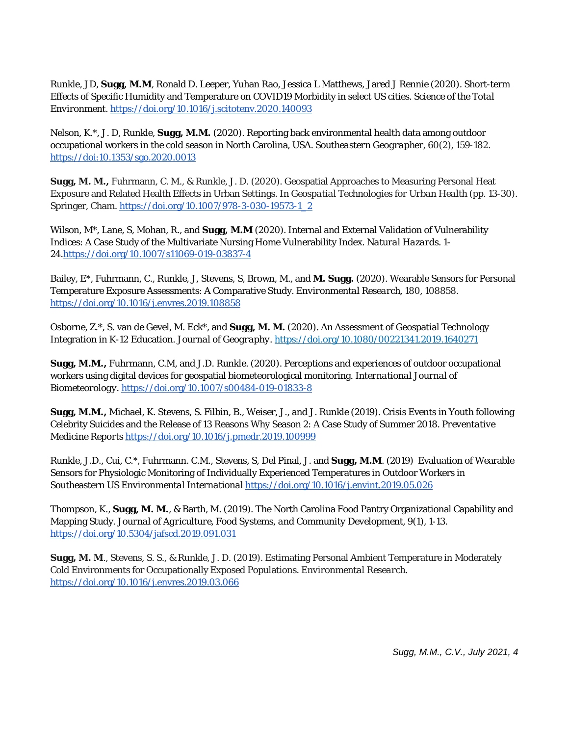Runkle, JD, **Sugg, M.M**, Ronald D. Leeper, Yuhan Rao, Jessica L Matthews, Jared J Rennie (2020). Short-term Effects of Specific Humidity and Temperature on COVID19 Morbidity in select US cities. Science of the *Total Environment*. https://doi.org/10.1016/j.scitotenv.2020.140093

Nelson, K.*, J. D, Runkle, **Sugg, M.M.** (2020). Reporting back environmental health data among outdoor occupational workers in the cold season in North Carolina, USA. *Southeastern Geographer*, 60(2), 159-182. https://doi:10.1353/sgo.2020.0013

**Sugg, M. M.,** Fuhrmann, C. M., & Runkle, J. D. (2020). Geospatial Approaches to Measuring Personal Heat Exposure and Related Health Effects in Urban Settings. In *Geospatial Technologies for Urban Health* (pp. 13-30). Springer, Cham. https://doi.org/10.1007/978-3-030-19573-1_2

Wilson, M*, Lane, S, Mohan, R., and **Sugg, M.M** (2020). Internal and External Validation of Vulnerability Indices: A Case Study of the Multivariate Nursing Home Vulnerability Index. *Natural Hazards*. 1-24.https://doi.org/10.1007/s11069-019-03837-4

Bailey, E*, Fuhrmann, C., Runkle, J, Stevens, S, Brown, M., and **M. Sugg.** (2020). Wearable Sensors for Personal Temperature Exposure Assessments: A Comparative Study. *Environmental Research*, 180, 108858. https://doi.org/10.1016/j.envres.2019.108858

Osborne, Z.*, S. van de Gevel, M. Eck*, and **Sugg, M. M.** (2020). An Assessment of Geospatial Technology Integration in K-12 Education. *Journal of Geography*. https://doi.org/10.1080/00221341.2019.1640271

**Sugg, M.M.,** Fuhrmann, C.M, and J.D. Runkle. (2020). Perceptions and experiences of outdoor occupational workers using digital devices for geospatial biometeorological monitoring. *International Journal of Biometeorology*. https://doi.org/10.1007/s00484-019-01833-8

**Sugg, M.M.,** Michael, K. Stevens, S. Filbin, B., Weiser, J., and J. Runkle (2019). Crisis Events in Youth following Celebrity Suicides and the Release of 13 Reasons Why Season 2: A Case Study of Summer 2018. *Preventative Medicine Reports* https://doi.org/10.1016/j.pmedr.2019.100999

Runkle, J.D., Cui, C.*, Fuhrmann. C.M., Stevens, S, Del Pinal, J. and **Sugg, M.M**. (2019) Evaluation of Wearable Sensors for Physiologic Monitoring of Individually Experienced Temperatures in Outdoor Workers in Southeastern US *Environmental International* https://doi.org/10.1016/j.envint.2019.05.026

Thompson, K., **Sugg, M. M.**, & Barth, M. (2019). The North Carolina Food Pantry Organizational Capability and Mapping Study. *Journal of Agriculture, Food Systems, and Community Development*, 9(1), 1-13. https://doi.org/10.5304/jafscd.2019.091.031

**Sugg, M. M**., Stevens, S. S., & Runkle, J. D. (2019). Estimating Personal Ambient Temperature in Moderately Cold Environments for Occupationally Exposed Populations. *Environmental Research*. https://doi.org/10.1016/j.envres.2019.03.066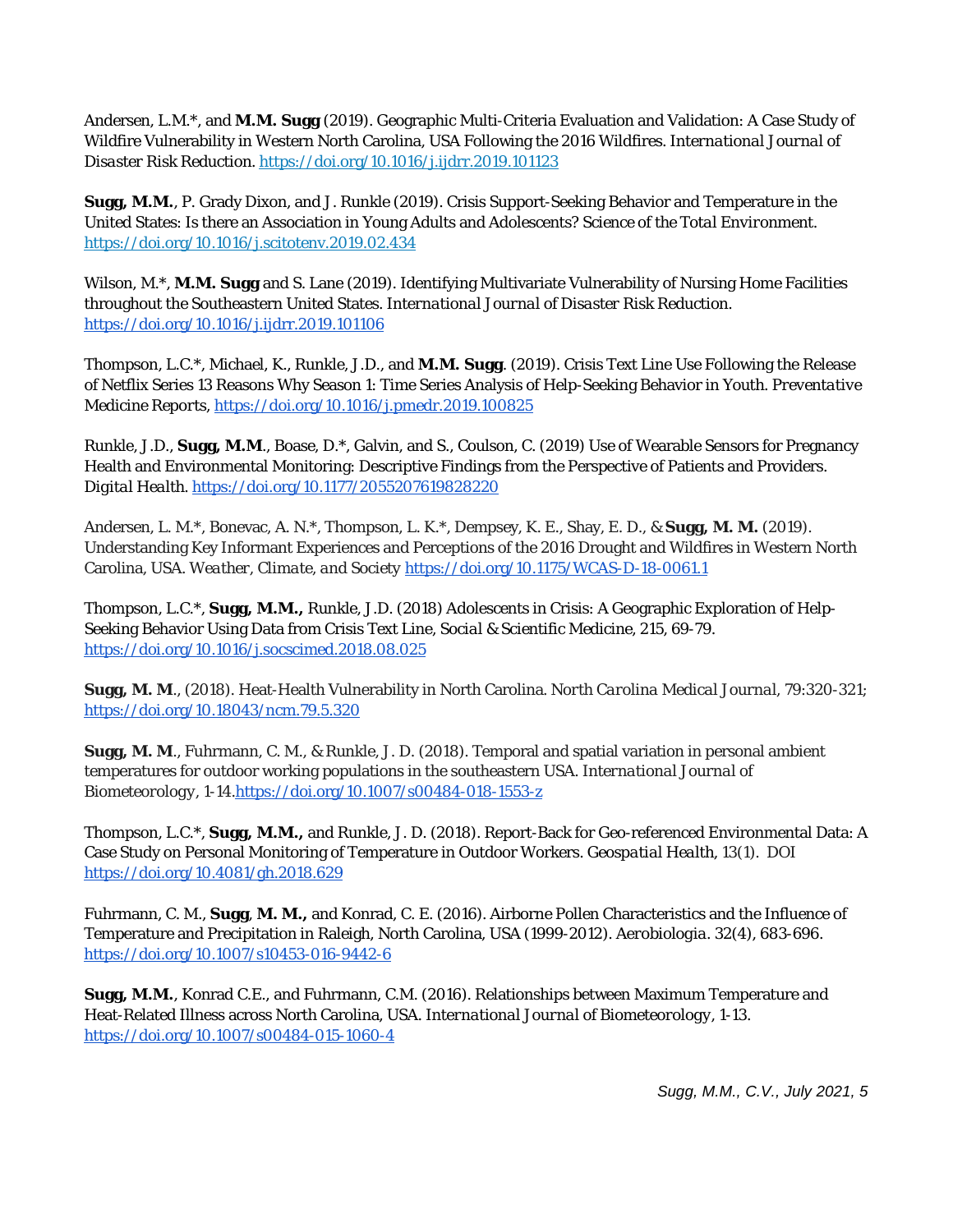Andersen, L.M.*, and **M.M. Sugg** (2019). Geographic Multi-Criteria Evaluation and Validation: A Case Study of Wildfire Vulnerability in Western North Carolina, USA Following the 2016 Wildfires. *International Journal of Disaster Risk Reduction.* https://doi.org/10.1016/j.ijdrr.2019.101123

**Sugg, M.M.**, P. Grady Dixon, and J. Runkle (2019). Crisis Support-Seeking Behavior and Temperature in the United States: Is there an Association in Young Adults and Adolescents? *Science of the Total Environment.* https://doi.org/10.1016/j.scitotenv.2019.02.434

Wilson, M.*, **M.M. Sugg** and S. Lane (2019). Identifying Multivariate Vulnerability of Nursing Home Facilities throughout the Southeastern United States. *International Journal of Disaster Risk Reduction.* https://doi.org/10.1016/j.ijdrr.2019.101106

Thompson, L.C.*, Michael, K., Runkle, J.D., and **M.M. Sugg**. (2019). Crisis Text Line Use Following the Release of Netflix Series 13 Reasons Why Season 1: Time Series Analysis of Help-Seeking Behavior in Youth. *Preventative Medicine Reports*, https://doi.org/10.1016/j.pmedr.2019.100825

Runkle, J.D., **Sugg, M.M**., Boase, D.*, Galvin, and S., Coulson, C. (2019) Use of Wearable Sensors for Pregnancy Health and Environmental Monitoring: Descriptive Findings from the Perspective of Patients and Providers. *Digital Health.* https://doi.org/10.1177/2055207619828220

Andersen, L. M.*, Bonevac, A. N.*, Thompson, L. K.*, Dempsey, K. E., Shay, E. D., & **Sugg, M. M.** (2019). Understanding Key Informant Experiences and Perceptions of the 2016 Drought and Wildfires in Western North Carolina, USA. *Weather, Climate, and Society* https://doi.org/10.1175/WCAS-D-18-0061.1

Thompson, L.C.*, **Sugg, M.M.,** Runkle, J.D. (2018) Adolescents in Crisis: A Geographic Exploration of Help-Seeking Behavior Using Data from Crisis Text Line, *Social & Scientific Medicine*, 215, 69-79. https://doi.org/10.1016/j.socscimed.2018.08.025

**Sugg, M. M**., (2018). Heat-Health Vulnerability in North Carolina. *North Carolina Medical Journal*, 79:320-321; https://doi.org/10.18043/ncm.79.5.320

**Sugg, M. M**., Fuhrmann, C. M., & Runkle, J. D. (2018). Temporal and spatial variation in personal ambient temperatures for outdoor working populations in the southeastern USA. *International Journal of Biometeorology*, 1-14. https://doi.org/10.1007/s00484-018-1553-z

Thompson, L.C.*, **Sugg, M.M.,** and Runkle, J. D. (2018). Report-Back for Geo-referenced Environmental Data: A Case Study on Personal Monitoring of Temperature in Outdoor Workers. *Geospatial Health*, 13(1). DOI https://doi.org/10.4081/gh.2018.629

Fuhrmann, C. M., **Sugg, M. M.,** and Konrad, C. E. (2016). Airborne Pollen Characteristics and the Influence of Temperature and Precipitation in Raleigh, North Carolina, USA (1999-2012). *Aerobiologia*. 32(4), 683-696. https://doi.org/10.1007/s10453-016-9442-6

**Sugg, M.M.**, Konrad C.E., and Fuhrmann, C.M. (2016). Relationships between Maximum Temperature and Heat-Related Illness across North Carolina, USA. *International Journal of Biometeorology*, 1-13. https://doi.org/10.1007/s00484-015-1060-4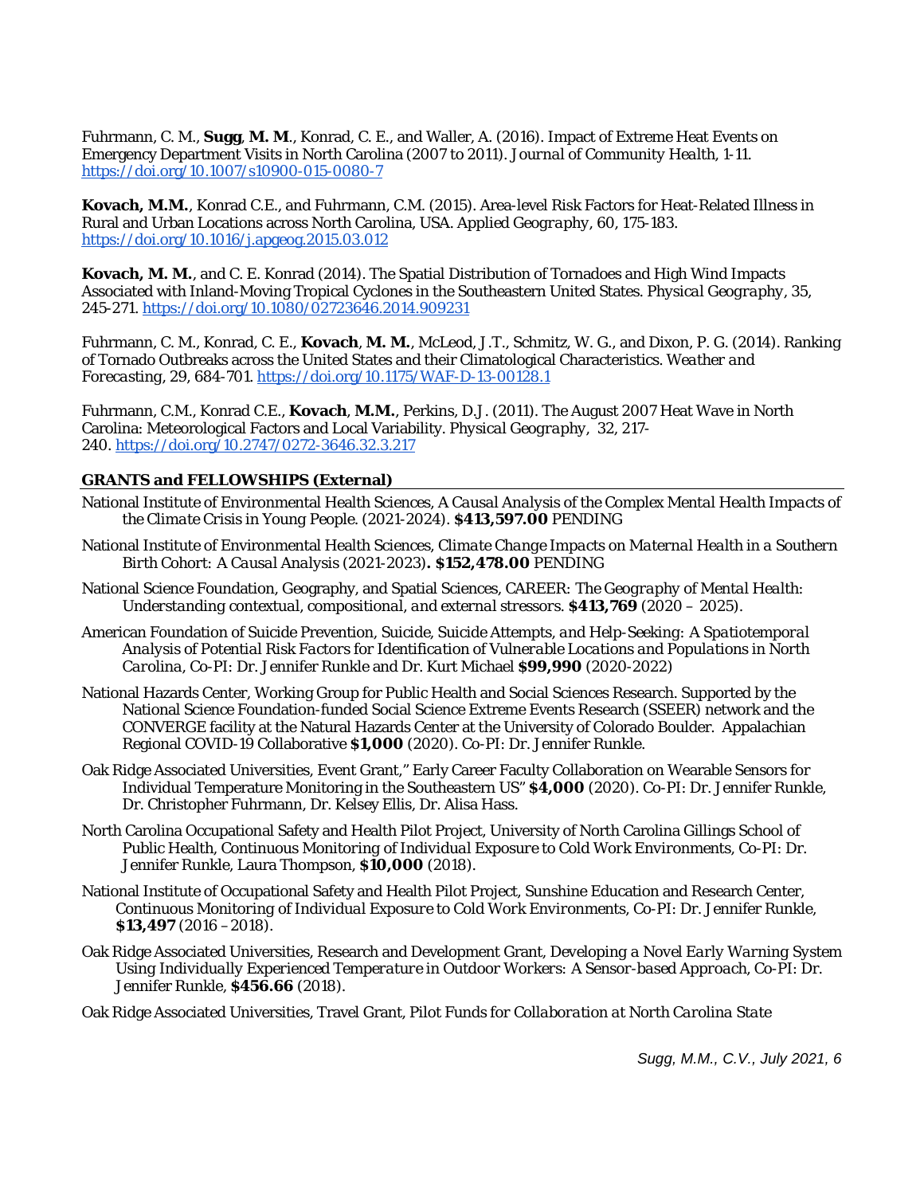Fuhrmann, C. M., **Sugg**, **M. M**., Konrad, C. E., and Waller, A. (2016). Impact of Extreme Heat Events on Emergency Department Visits in North Carolina (2007 to 2011). *Journal of Community Health*, 1-11. https://doi.org/10.1007/s10900-015-0080-7

**Kovach, M.M.**, Konrad C.E., and Fuhrmann, C.M. (2015). Area-level Risk Factors for Heat-Related Illness in Rural and Urban Locations across North Carolina, USA. *Applied Geography*, 60, 175-183. https://doi.org/10.1016/j.apgeog.2015.03.012

**Kovach, M. M.**, and C. E. Konrad (2014). The Spatial Distribution of Tornadoes and High Wind Impacts Associated with Inland-Moving Tropical Cyclones in the Southeastern United States. *Physical Geography*, 35, 245-271. https://doi.org/10.1080/02723646.2014.909231

Fuhrmann, C. M., Konrad, C. E., **Kovach**, **M. M.**, McLeod, J.T., Schmitz, W. G., and Dixon, P. G. (2014). Ranking of Tornado Outbreaks across the United States and their Climatological Characteristics. *Weather and Forecasting*, 29, 684-701. https://doi.org/10.1175/WAF-D-13-00128.1

Fuhrmann, C.M., Konrad C.E., **Kovach**, **M.M.**, Perkins, D.J. (2011). The August 2007 Heat Wave in North Carolina: Meteorological Factors and Local Variability. *Physical Geography*, 32, 217-240. https://doi.org/10.2747/0272-3646.32.3.217

## GRANTS and FELLOWSHIPS (External)

National Institute of Environmental Health Sciences, *A Causal Analysis of the Complex Mental Health Impacts of the Climate Crisis in Young People*. (2021-2024). **$413,597.00** PENDING

National Institute of Environmental Health Sciences, *Climate Change Impacts on Maternal Health in a Southern Birth Cohort: A Causal Analysis* (2021-2023)**. $152,478.00** PENDING

National Science Foundation, Geography, and Spatial Sciences, *CAREER: The Geography of Mental Health: Understanding contextual, compositional, and external stressors.* **$413,769** (2020 – 2025).

American Foundation of Suicide Prevention, *Suicide, Suicide Attempts, and Help-Seeking: A Spatiotemporal Analysis of Potential Risk Factors for Identification of Vulnerable Locations and Populations in North Carolina*, Co-PI: Dr. Jennifer Runkle and Dr. Kurt Michael **$99,990** (2020-2022)

National Hazards Center, Working Group for Public Health and Social Sciences Research. Supported by the National Science Foundation-funded Social Science Extreme Events Research (SSEER) network and the CONVERGE facility at the Natural Hazards Center at the University of Colorado Boulder. Appalachian Regional COVID-19 Collaborative **$1,000** (2020). Co-PI: Dr. Jennifer Runkle.

Oak Ridge Associated Universities, Event Grant," Early Career Faculty Collaboration on Wearable Sensors for Individual Temperature Monitoring in the Southeastern US" **$4,000** (2020). Co-PI: Dr. Jennifer Runkle, Dr. Christopher Fuhrmann, Dr. Kelsey Ellis, Dr. Alisa Hass.

North Carolina Occupational Safety and Health Pilot Project, University of North Carolina Gillings School of Public Health, *Continuous Monitoring of Individual Exposure to Cold Work Environments*, Co-PI: Dr. Jennifer Runkle, Laura Thompson, **$10,000** (2018).

National Institute of Occupational Safety and Health Pilot Project, Sunshine Education and Research Center, *Continuous Monitoring of Individual Exposure to Cold Work Environments*, Co-PI: Dr. Jennifer Runkle, **$13,497** (2016 –2018).

Oak Ridge Associated Universities, Research and Development Grant, *Developing a Novel Early Warning System Using Individually Experienced Temperature in Outdoor Workers: A Sensor-based Approach*, Co-PI: Dr. Jennifer Runkle, **$456.66** (2018).

Oak Ridge Associated Universities, Travel Grant, *Pilot Funds for Collaboration at North Carolina State*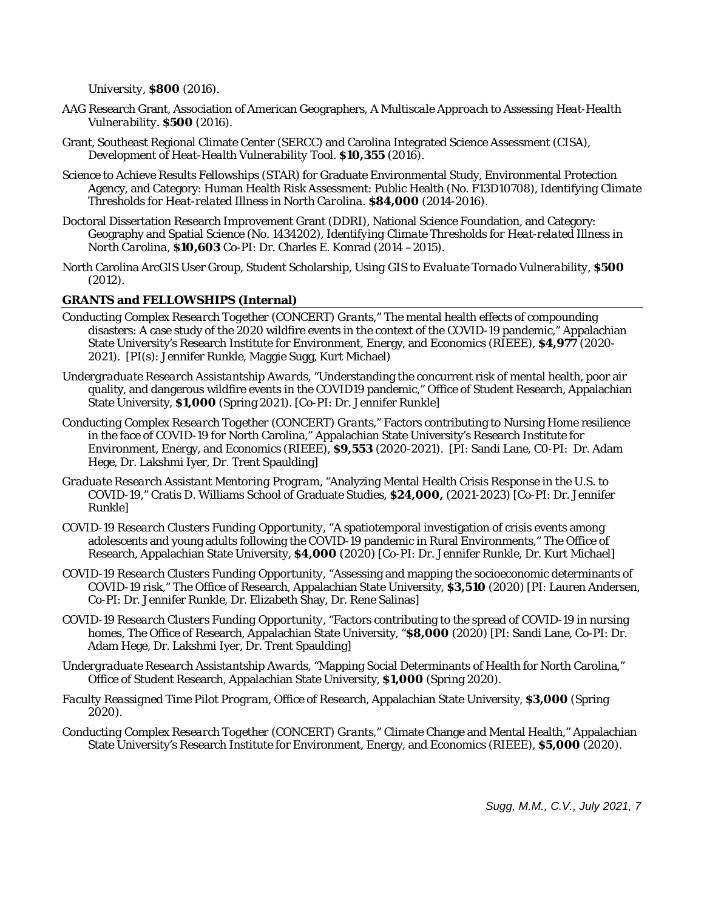*University*, **$800** (2016).

AAG Research Grant, Association of American Geographers, *A Multiscale Approach to Assessing Heat-Health Vulnerability*. **$500** (2016).

Grant, Southeast Regional Climate Center (SERCC) and Carolina Integrated Science Assessment (CISA), *Development of Heat-Health Vulnerability Tool*. **$10,355** (2016).

Science to Achieve Results Fellowships (STAR) for Graduate Environmental Study, Environmental Protection Agency, and Category: Human Health Risk Assessment: Public Health (No. F13D10708), *Identifying Climate Thresholds for Heat-related Illness in North Carolina*. **$84,000** (2014-2016).

Doctoral Dissertation Research Improvement Grant (DDRI), National Science Foundation, and Category: Geography and Spatial Science (No. 1434202), *Identifying Climate Thresholds for Heat-related Illness in North Carolina*, **$10,603** Co-PI: Dr. Charles E. Konrad (2014 –2015).

North Carolina ArcGIS User Group, Student Scholarship, *Using GIS to Evaluate Tornado Vulnerability*, **$500** (2012).

### GRANTS and FELLOWSHIPS (Internal)

*Conducting Complex Research Together (CONCERT) Grants*," The mental health effects of compounding disasters: A case study of the 2020 wildfire events in the context of the COVID-19 pandemic," Appalachian State University's Research Institute for Environment, Energy, and Economics (RIEEE), **$4,977** (2020-2021). [PI(s): Jennifer Runkle, Maggie Sugg, Kurt Michael)

*Undergraduate Research Assistantship Awards*, "Understanding the concurrent risk of mental health, poor air quality, and dangerous wildfire events in the COVID19 pandemic," Office of Student Research, Appalachian State University, **$1,000** (Spring 2021). [Co-PI: Dr. Jennifer Runkle]

*Conducting Complex Research Together (CONCERT) Grants*," Factors contributing to Nursing Home resilience in the face of COVID-19 for North Carolina," Appalachian State University's Research Institute for Environment, Energy, and Economics (RIEEE), **$9,553** (2020-2021). [PI: Sandi Lane, C0-PI: Dr. Adam Hege, Dr. Lakshmi Iyer, Dr. Trent Spaulding]

*Graduate Research Assistant Mentoring Program*, "Analyzing Mental Health Crisis Response in the U.S. to COVID-19," Cratis D. Williams School of Graduate Studies, **$24,000,** (2021-2023) [Co-PI: Dr. Jennifer Runkle]

*COVID-19 Research Clusters Funding Opportunity*, "A spatiotemporal investigation of crisis events among adolescents and young adults following the COVID-19 pandemic in Rural Environments," The Office of Research, Appalachian State University, **$4,000** (2020) [Co-PI: Dr. Jennifer Runkle, Dr. Kurt Michael]

*COVID-19 Research Clusters Funding Opportunity*, "Assessing and mapping the socioeconomic determinants of COVID-19 risk," The Office of Research, Appalachian State University, **$3,510** (2020) [PI: Lauren Andersen, Co-PI: Dr. Jennifer Runkle, Dr. Elizabeth Shay, Dr. Rene Salinas]

*COVID-19 Research Clusters Funding Opportunity*, "Factors contributing to the spread of COVID-19 in nursing homes, The Office of Research, Appalachian State University, "**$8,000** (2020) [PI: Sandi Lane, Co-PI: Dr. Adam Hege, Dr. Lakshmi Iyer, Dr. Trent Spaulding]

*Undergraduate Research Assistantship Awards*, "Mapping Social Determinants of Health for North Carolina," Office of Student Research, Appalachian State University, **$1,000** (Spring 2020).

*Faculty Reassigned Time Pilot Program*, Office of Research, Appalachian State University, **$3,000** (Spring 2020).

*Conducting Complex Research Together (CONCERT) Grants*," Climate Change and Mental Health," Appalachian State University's Research Institute for Environment, Energy, and Economics (RIEEE), **$5,000** (2020).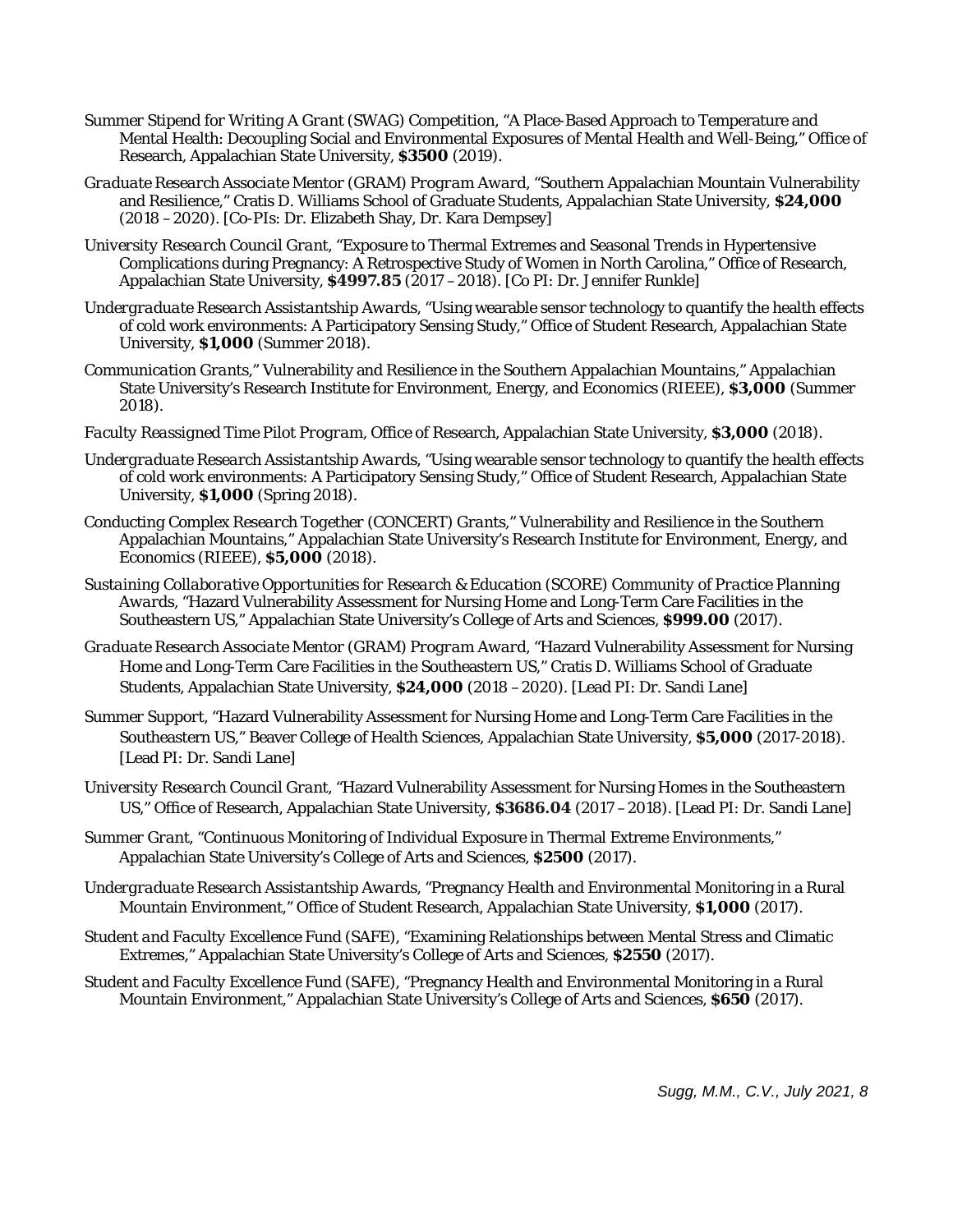*Summer Stipend for Writing A Grant* (SWAG) Competition, "A Place-Based Approach to Temperature and Mental Health: Decoupling Social and Environmental Exposures of Mental Health and Well-Being," Office of Research, Appalachian State University, **$3500** (2019).

*Graduate Research Associate Mentor (GRAM) Program Award*, "Southern Appalachian Mountain Vulnerability and Resilience," Cratis D. Williams School of Graduate Students, Appalachian State University, **$24,000** (2018 – 2020). [Co-PIs: Dr. Elizabeth Shay, Dr. Kara Dempsey]

*University Research Council Grant*, "Exposure to Thermal Extremes and Seasonal Trends in Hypertensive Complications during Pregnancy: A Retrospective Study of Women in North Carolina," Office of Research, Appalachian State University, **$4997.85** (2017 – 2018). [Co PI: Dr. Jennifer Runkle]

*Undergraduate Research Assistantship Awards*, "Using wearable sensor technology to quantify the health effects of cold work environments: A Participatory Sensing Study," Office of Student Research, Appalachian State University, **$1,000** (Summer 2018).

*Communication Grants*," Vulnerability and Resilience in the Southern Appalachian Mountains," Appalachian State University's Research Institute for Environment, Energy, and Economics (RIEEE), **$3,000** (Summer 2018).

*Faculty Reassigned Time Pilot Program*, Office of Research, Appalachian State University, **$3,000** (2018).

*Undergraduate Research Assistantship Awards*, "Using wearable sensor technology to quantify the health effects of cold work environments: A Participatory Sensing Study," Office of Student Research, Appalachian State University, **$1,000** (Spring 2018).

*Conducting Complex Research Together (CONCERT) Grants*," Vulnerability and Resilience in the Southern Appalachian Mountains," Appalachian State University's Research Institute for Environment, Energy, and Economics (RIEEE), **$5,000** (2018).

*Sustaining Collaborative Opportunities for Research & Education (SCORE) Community of Practice Planning Awards*, "Hazard Vulnerability Assessment for Nursing Home and Long-Term Care Facilities in the Southeastern US," Appalachian State University's College of Arts and Sciences, **$999.00** (2017).

*Graduate Research Associate Mentor (GRAM) Program Award*, "Hazard Vulnerability Assessment for Nursing Home and Long-Term Care Facilities in the Southeastern US," Cratis D. Williams School of Graduate Students, Appalachian State University, **$24,000** (2018 – 2020). [Lead PI: Dr. Sandi Lane]

*Summer Support*, "Hazard Vulnerability Assessment for Nursing Home and Long-Term Care Facilities in the Southeastern US," Beaver College of Health Sciences, Appalachian State University, **$5,000** (2017-2018). [Lead PI: Dr. Sandi Lane]

*University Research Council Grant*, "Hazard Vulnerability Assessment for Nursing Homes in the Southeastern US," Office of Research, Appalachian State University, **$3686.04** (2017 – 2018). [Lead PI: Dr. Sandi Lane]

*Summer Grant*, "Continuous Monitoring of Individual Exposure in Thermal Extreme Environments," Appalachian State University's College of Arts and Sciences, **$2500** (2017).

*Undergraduate Research Assistantship Awards*, "Pregnancy Health and Environmental Monitoring in a Rural Mountain Environment," Office of Student Research, Appalachian State University, **$1,000** (2017).

*Student and Faculty Excellence Fund (SAFE)*, "Examining Relationships between Mental Stress and Climatic Extremes," Appalachian State University's College of Arts and Sciences, **$2550** (2017).

*Student and Faculty Excellence Fund (SAFE)*, "Pregnancy Health and Environmental Monitoring in a Rural Mountain Environment," Appalachian State University's College of Arts and Sciences, **$650** (2017).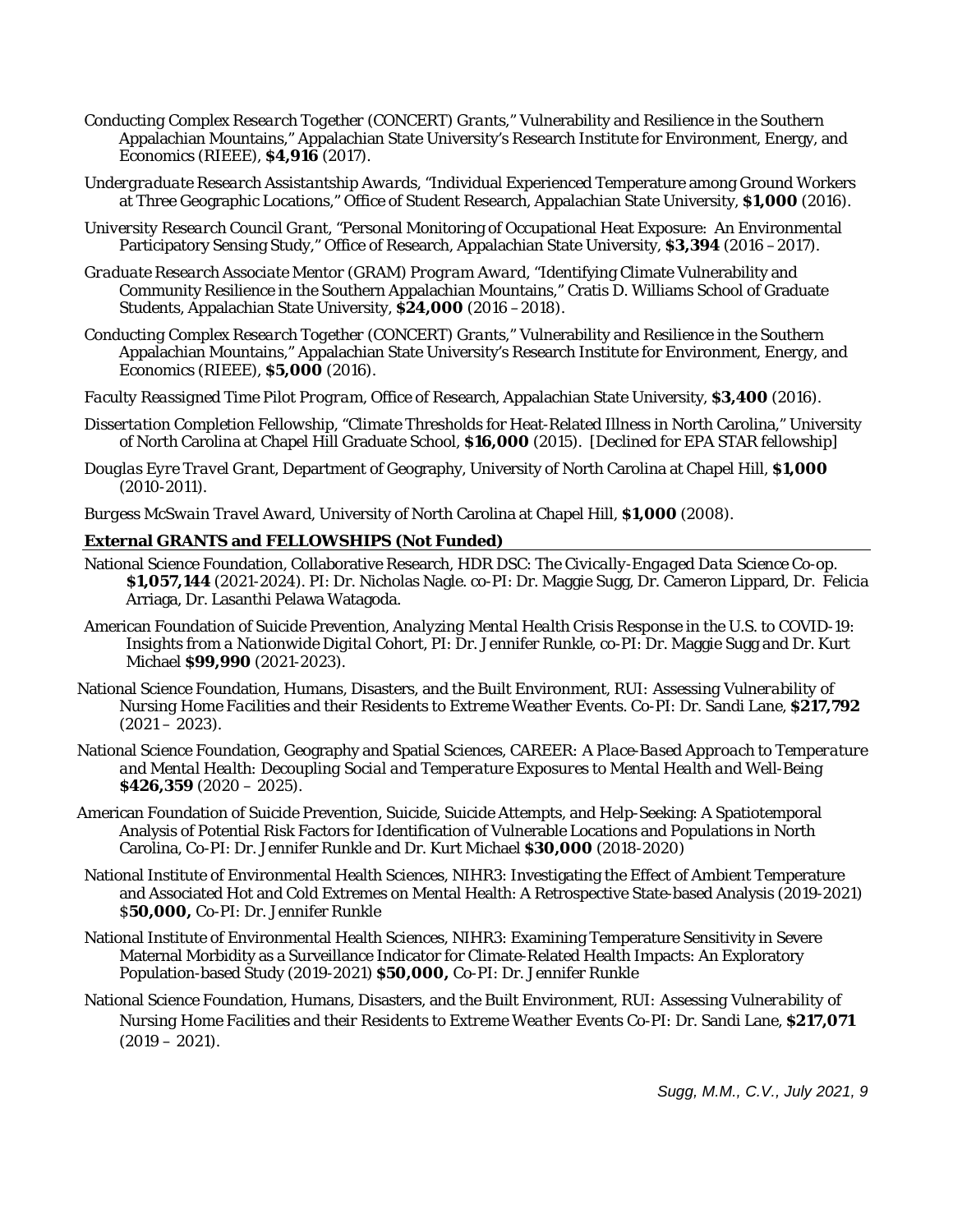*Conducting Complex Research Together (CONCERT) Grants,"* Vulnerability and Resilience in the Southern Appalachian Mountains," Appalachian State University's Research Institute for Environment, Energy, and Economics (RIEEE), **$4,916** (2017).

*Undergraduate Research Assistantship Awards*, "Individual Experienced Temperature among Ground Workers at Three Geographic Locations," Office of Student Research, Appalachian State University, **$1,000** (2016).

*University Research Council Grant*, "Personal Monitoring of Occupational Heat Exposure: An Environmental Participatory Sensing Study," Office of Research, Appalachian State University, **$3,394** (2016 – 2017).

*Graduate Research Associate Mentor (GRAM) Program Award*, "Identifying Climate Vulnerability and Community Resilience in the Southern Appalachian Mountains," Cratis D. Williams School of Graduate Students, Appalachian State University, **$24,000** (2016 – 2018).

*Conducting Complex Research Together (CONCERT) Grants,"* Vulnerability and Resilience in the Southern Appalachian Mountains," Appalachian State University's Research Institute for Environment, Energy, and Economics (RIEEE), **$5,000** (2016).

*Faculty Reassigned Time Pilot Program*, Office of Research, Appalachian State University, **$3,400** (2016).

*Dissertation Completion Fellowship*, "Climate Thresholds for Heat-Related Illness in North Carolina," University of North Carolina at Chapel Hill Graduate School, **$16,000** (2015). [Declined for EPA STAR fellowship]

*Douglas Eyre Travel Grant*, Department of Geography, University of North Carolina at Chapel Hill, **$1,000** (2010-2011).

*Burgess McSwain Travel Award*, University of North Carolina at Chapel Hill, **$1,000** (2008).

**External GRANTS and FELLOWSHIPS (Not Funded)**

National Science Foundation, Collaborative Research, HDR DSC: *The Civically-Engaged Data Science Co-op.* **$1,057,144** (2021-2024). PI: Dr. Nicholas Nagle. co-PI: Dr. Maggie Sugg, Dr. Cameron Lippard, Dr. Felicia Arriaga, Dr. Lasanthi Pelawa Watagoda.

American Foundation of Suicide Prevention, *Analyzing Mental Health Crisis Response in the U.S. to COVID-19: Insights from a Nationwide Digital Cohort*, PI: Dr. Jennifer Runkle, co-PI: Dr. Maggie Sugg and Dr. Kurt Michael **$99,990** (2021-2023).

National Science Foundation, Humans, Disasters, and the Built Environment, RUI: *Assessing Vulnerability of Nursing Home Facilities and their Residents to Extreme Weather Events.* Co-PI: Dr. Sandi Lane, **$217,792** (2021 – 2023).

National Science Foundation, Geography and Spatial Sciences, CAREER: *A Place-Based Approach to Temperature and Mental Health: Decoupling Social and Temperature Exposures to Mental Health and Well-Being* **$426,359** (2020 – 2025).

American Foundation of Suicide Prevention, Suicide, Suicide Attempts, and Help-Seeking: A Spatiotemporal Analysis of Potential Risk Factors for Identification of Vulnerable Locations and Populations in North Carolina, Co-PI: Dr. Jennifer Runkle and Dr. Kurt Michael **$30,000** (2018-2020)

National Institute of Environmental Health Sciences, NIHR3: Investigating the Effect of Ambient Temperature and Associated Hot and Cold Extremes on Mental Health: A Retrospective State-based Analysis (2019-2021) $**50,000,** Co-PI: Dr. Jennifer Runkle

National Institute of Environmental Health Sciences, NIHR3: Examining Temperature Sensitivity in Severe Maternal Morbidity as a Surveillance Indicator for Climate-Related Health Impacts: An Exploratory Population-based Study (2019-2021) **$50,000,** Co-PI: Dr. Jennifer Runkle

National Science Foundation, Humans, Disasters, and the Built Environment, RUI: *Assessing Vulnerability of Nursing Home Facilities and their Residents to Extreme Weather Events* Co-PI: Dr. Sandi Lane, **$217,071** (2019 – 2021).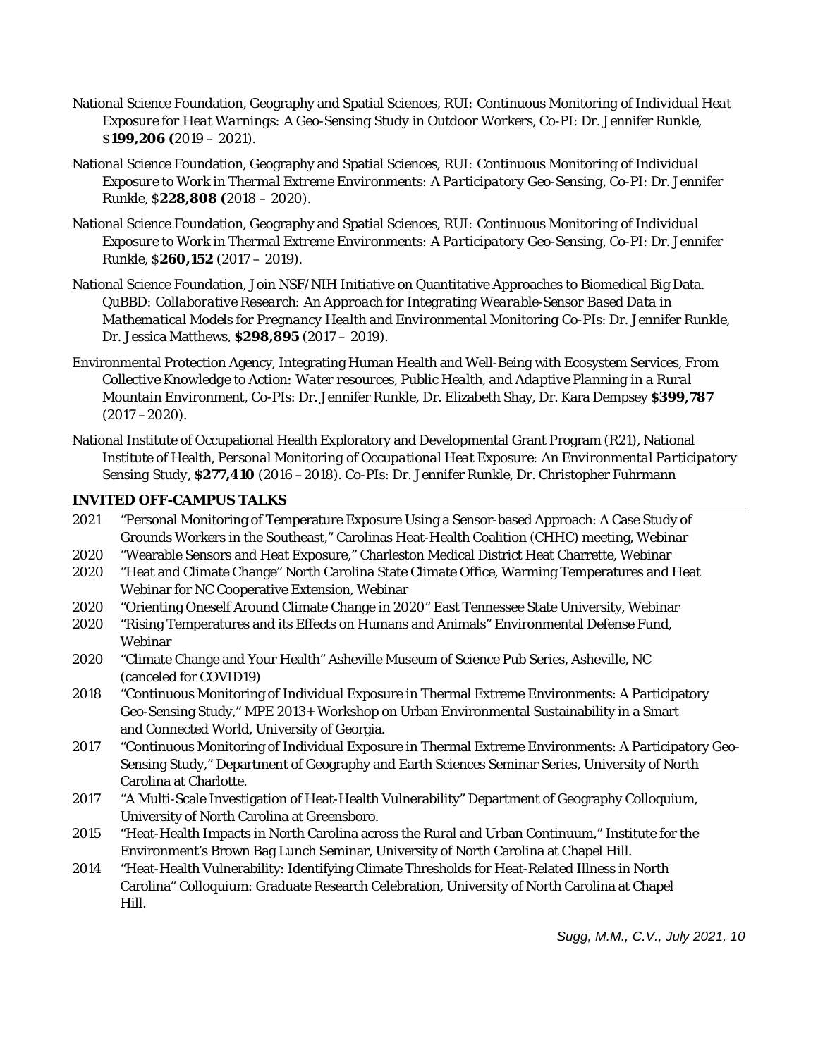National Science Foundation, Geography and Spatial Sciences, RUI: *Continuous Monitoring of Individual Heat Exposure for Heat Warnings: A Geo-Sensing Study in Outdoor Workers*, Co-PI: Dr. Jennifer Runkle, $**199,206 (**2019 – 2021).

National Science Foundation, Geography and Spatial Sciences, RUI: *Continuous Monitoring of Individual Exposure to Work in Thermal Extreme Environments: A Participatory Geo-Sensing*, Co-PI: Dr. Jennifer Runkle, $**228,808 (**2018 – 2020).

National Science Foundation, Geography and Spatial Sciences, RUI: *Continuous Monitoring of Individual Exposure to Work in Thermal Extreme Environments: A Participatory Geo-Sensing*, Co-PI: Dr. Jennifer Runkle, $**260,152** (2017 – 2019).

National Science Foundation, Join NSF/NIH Initiative on Quantitative Approaches to Biomedical Big Data. *QuBBD: Collaborative Research: An Approach for Integrating Wearable-Sensor Based Data in Mathematical Models for Pregnancy Health and Environmental Monitoring* Co-PIs: Dr. Jennifer Runkle, Dr. Jessica Matthews, **$298,895** (2017 – 2019).

Environmental Protection Agency, Integrating Human Health and Well-Being with Ecosystem Services, *From Collective Knowledge to Action: Water resources, Public Health, and Adaptive Planning in a Rural Mountain Environment*, Co-PIs: Dr. Jennifer Runkle, Dr. Elizabeth Shay, Dr. Kara Dempsey **$399,787** (2017 –2020).

National Institute of Occupational Health Exploratory and Developmental Grant Program (R21), National Institute of Health, *Personal Monitoring of Occupational Heat Exposure: An Environmental Participatory Sensing Study*, **$277,410** (2016 –2018). Co-PIs: Dr. Jennifer Runkle, Dr. Christopher Fuhrmann

## INVITED OFF-CAMPUS TALKS

2021 "Personal Monitoring of Temperature Exposure Using a Sensor-based Approach: A Case Study of Grounds Workers in the Southeast," Carolinas Heat-Health Coalition (CHHC) meeting, Webinar

2020 "Wearable Sensors and Heat Exposure," Charleston Medical District Heat Charrette, Webinar

2020 "Heat and Climate Change" North Carolina State Climate Office, Warming Temperatures and Heat Webinar for NC Cooperative Extension, Webinar

2020 "Orienting Oneself Around Climate Change in 2020" East Tennessee State University, Webinar

2020 "Rising Temperatures and its Effects on Humans and Animals" Environmental Defense Fund, Webinar

2020 "Climate Change and Your Health" Asheville Museum of Science Pub Series, Asheville, NC (canceled for COVID19)

2018 "Continuous Monitoring of Individual Exposure in Thermal Extreme Environments: A Participatory Geo-Sensing Study," MPE 2013+ Workshop on Urban Environmental Sustainability in a Smart and Connected World, University of Georgia.

2017 "Continuous Monitoring of Individual Exposure in Thermal Extreme Environments: A Participatory Geo-Sensing Study," Department of Geography and Earth Sciences Seminar Series, University of North Carolina at Charlotte.

2017 "A Multi-Scale Investigation of Heat-Health Vulnerability" Department of Geography Colloquium, University of North Carolina at Greensboro.

2015 "Heat-Health Impacts in North Carolina across the Rural and Urban Continuum," Institute for the Environment's Brown Bag Lunch Seminar, University of North Carolina at Chapel Hill.

2014 "Heat-Health Vulnerability: Identifying Climate Thresholds for Heat-Related Illness in North Carolina" Colloquium: Graduate Research Celebration, University of North Carolina at Chapel Hill.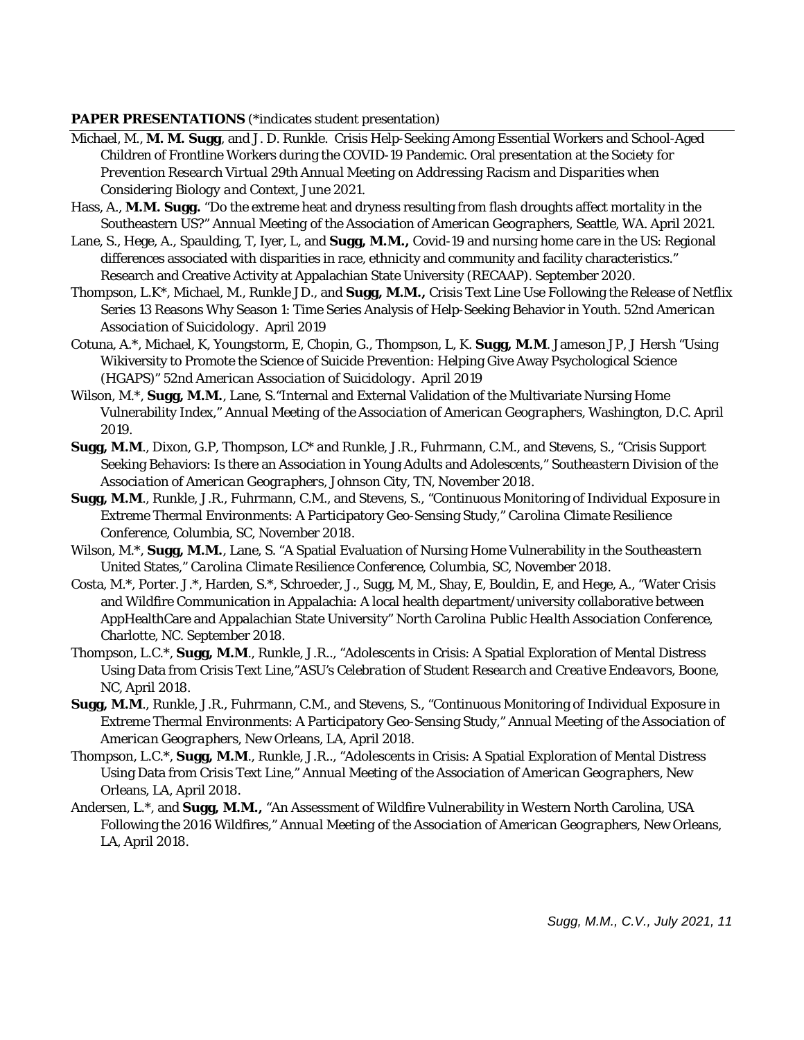**PAPER PRESENTATIONS** (*indicates student presentation)

Michael, M., **M. M. Sugg**, and J. D. Runkle. Crisis Help-Seeking Among Essential Workers and School-Aged Children of Frontline Workers during the COVID-19 Pandemic. Oral presentation at the Society for *Prevention Research Virtual 29th Annual Meeting on Addressing Racism and Disparities when Considering Biology and Context*, June 2021.

Hass, A., **M.M. Sugg.** "Do the extreme heat and dryness resulting from flash droughts affect mortality in the Southeastern US?" *Annual Meeting of the Association of American Geographers*, Seattle, WA. April 2021.

Lane, S., Hege, A., Spaulding, T, Iyer, L, and **Sugg, M.M.,** Covid-19 and nursing home care in the US: Regional differences associated with disparities in race, ethnicity and community and facility characteristics." Research and Creative Activity at Appalachian State University (RECAAP). September 2020.

Thompson, L.K*, Michael, M., Runkle JD., and **Sugg, M.M.,** Crisis Text Line Use Following the Release of Netflix Series 13 Reasons Why Season 1: Time Series Analysis of Help-Seeking Behavior in Youth. *52nd American Association of Suicidology*. April 2019

Cotuna, A.*, Michael, K, Youngstorm, E, Chopin, G., Thompson, L, K. **Sugg, M.M**. Jameson JP, J Hersh "Using Wikiversity to Promote the Science of Suicide Prevention: Helping Give Away Psychological Science (HGAPS)" *52nd American Association of Suicidology*. April 2019

Wilson, M.*, **Sugg, M.M.**, Lane, S."Internal and External Validation of the Multivariate Nursing Home Vulnerability Index," *Annual Meeting of the Association of American Geographers*, Washington, D.C. April 2019.

**Sugg, M.M**., Dixon, G.P, Thompson, LC* and Runkle, J.R., Fuhrmann, C.M., and Stevens, S., "Crisis Support Seeking Behaviors: Is there an Association in Young Adults and Adolescents," *Southeastern Division of the Association of American Geographers*, Johnson City, TN, November 2018.

**Sugg, M.M**., Runkle, J.R., Fuhrmann, C.M., and Stevens, S., "Continuous Monitoring of Individual Exposure in Extreme Thermal Environments: A Participatory Geo-Sensing Study," *Carolina Climate Resilience Conference*, Columbia, SC, November 2018.

Wilson, M.*, **Sugg, M.M.**, Lane, S. "A Spatial Evaluation of Nursing Home Vulnerability in the Southeastern United States," *Carolina Climate Resilience Conference*, Columbia, SC, November 2018.

Costa, M.*, Porter. J.*, Harden, S.*, Schroeder, J., Sugg, M, M., Shay, E, Bouldin, E, and Hege, A., "Water Crisis and Wildfire Communication in Appalachia: A local health department/university collaborative between AppHealthCare and Appalachian State University" *North Carolina Public Health Association Conference*, Charlotte, NC. September 2018.

Thompson, L.C.*, **Sugg, M.M**., Runkle, J.R.., "Adolescents in Crisis: A Spatial Exploration of Mental Distress Using Data from Crisis Text Line,"*ASU's Celebration of Student Research and Creative Endeavors*, Boone, NC, April 2018.

**Sugg, M.M**., Runkle, J.R., Fuhrmann, C.M., and Stevens, S., "Continuous Monitoring of Individual Exposure in Extreme Thermal Environments: A Participatory Geo-Sensing Study," *Annual Meeting of the Association of American Geographers*, New Orleans, LA, April 2018.

Thompson, L.C.*, **Sugg, M.M**., Runkle, J.R.., "Adolescents in Crisis: A Spatial Exploration of Mental Distress Using Data from Crisis Text Line," *Annual Meeting of the Association of American Geographers*, New Orleans, LA, April 2018.

Andersen, L.*, and **Sugg, M.M.,** "An Assessment of Wildfire Vulnerability in Western North Carolina, USA Following the 2016 Wildfires," *Annual Meeting of the Association of American Geographers*, New Orleans, LA, April 2018.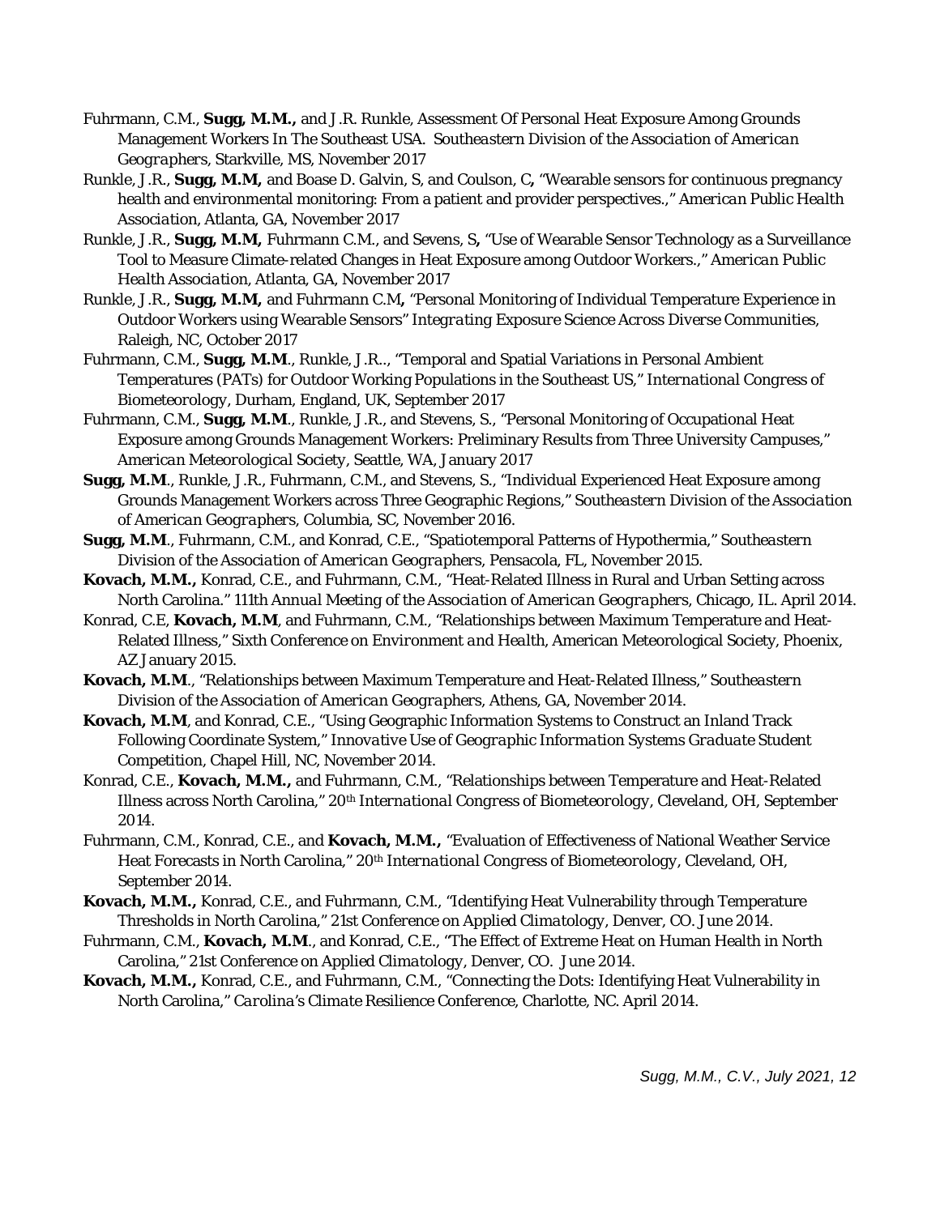Fuhrmann, C.M., **Sugg, M.M.,** and J.R. Runkle, Assessment Of Personal Heat Exposure Among Grounds Management Workers In The Southeast USA. *Southeastern Division of the Association of American Geographers*, Starkville, MS, November 2017

Runkle, J.R., **Sugg, M.M,** and Boase D. Galvin, S, and Coulson, C**,** "Wearable sensors for continuous pregnancy health and environmental monitoring: From a patient and provider perspectives.," *American Public Health Association*, Atlanta, GA, November 2017

Runkle, J.R., **Sugg, M.M,** Fuhrmann C.M., and Sevens, S**,** "Use of Wearable Sensor Technology as a Surveillance Tool to Measure Climate-related Changes in Heat Exposure among Outdoor Workers.," *American Public Health Association*, Atlanta, GA, November 2017

Runkle, J.R., **Sugg, M.M,** and Fuhrmann C.M**,** "Personal Monitoring of Individual Temperature Experience in Outdoor Workers using Wearable Sensors" *Integrating Exposure Science Across Diverse Communities*, Raleigh, NC, October 2017

Fuhrmann, C.M., **Sugg, M.M**., Runkle, J.R.., "Temporal and Spatial Variations in Personal Ambient Temperatures (PATs) for Outdoor Working Populations in the Southeast US," *International Congress of Biometeorology*, Durham, England, UK, September 2017

Fuhrmann, C.M., **Sugg, M.M**., Runkle, J.R., and Stevens, S., "Personal Monitoring of Occupational Heat Exposure among Grounds Management Workers: Preliminary Results from Three University Campuses," *American Meteorological Society*, Seattle, WA, January 2017

**Sugg, M.M**., Runkle, J.R., Fuhrmann, C.M., and Stevens, S., "Individual Experienced Heat Exposure among Grounds Management Workers across Three Geographic Regions," *Southeastern Division of the Association of American Geographers*, Columbia, SC, November 2016.

**Sugg, M.M**., Fuhrmann, C.M., and Konrad, C.E., "Spatiotemporal Patterns of Hypothermia," *Southeastern Division of the Association of American Geographers*, Pensacola, FL, November 2015.

**Kovach, M.M.,** Konrad, C.E., and Fuhrmann, C.M., "Heat-Related Illness in Rural and Urban Setting across North Carolina." *111th Annual Meeting of the Association of American Geographers*, Chicago, IL. April 2014.

Konrad, C.E, **Kovach, M.M**, and Fuhrmann, C.M., "Relationships between Maximum Temperature and Heat-Related Illness," *Sixth Conference on Environment and Health*, American Meteorological Society, Phoenix, AZ January 2015.

**Kovach, M.M**., "Relationships between Maximum Temperature and Heat-Related Illness," *Southeastern Division of the Association of American Geographers*, Athens, GA, November 2014.

**Kovach, M.M**, and Konrad, C.E., "Using Geographic Information Systems to Construct an Inland Track Following Coordinate System," *Innovative Use of Geographic Information Systems Graduate Student Competition*, Chapel Hill, NC, November 2014.

Konrad, C.E., **Kovach, M.M.,** and Fuhrmann, C.M., "Relationships between Temperature and Heat-Related Illness across North Carolina," *20th International Congress of Biometeorology*, Cleveland, OH, September 2014.

Fuhrmann, C.M., Konrad, C.E., and **Kovach, M.M.,** "Evaluation of Effectiveness of National Weather Service Heat Forecasts in North Carolina," *20th International Congress of Biometeorology*, Cleveland, OH, September 2014.

**Kovach, M.M.,** Konrad, C.E., and Fuhrmann, C.M., "Identifying Heat Vulnerability through Temperature Thresholds in North Carolina," *21st Conference on Applied Climatology*, Denver, CO. June 2014.

Fuhrmann, C.M., **Kovach, M.M**., and Konrad, C.E., "The Effect of Extreme Heat on Human Health in North Carolina," *21st Conference on Applied Climatology*, Denver, CO. June 2014.

**Kovach, M.M.,** Konrad, C.E., and Fuhrmann, C.M., "Connecting the Dots: Identifying Heat Vulnerability in North Carolina," *Carolina's Climate Resilience Conference*, Charlotte, NC. April 2014.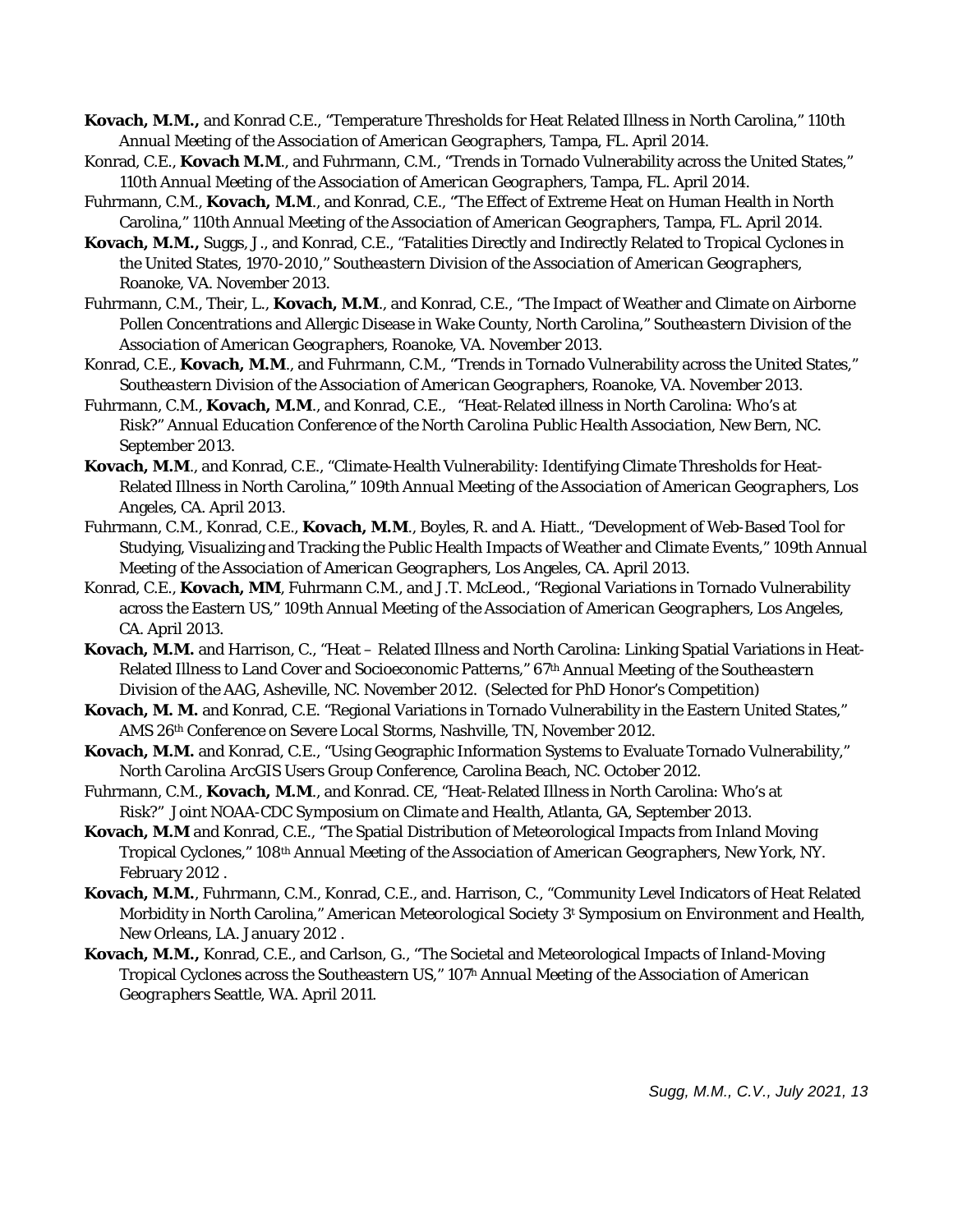**Kovach, M.M.,** and Konrad C.E., "Temperature Thresholds for Heat Related Illness in North Carolina," 110th *Annual Meeting of the Association of American Geographers*, Tampa, FL. April 2014.

Konrad, C.E., **Kovach M.M**., and Fuhrmann, C.M., "Trends in Tornado Vulnerability across the United States," *110th Annual Meeting of the Association of American Geographers*, Tampa, FL. April 2014.

Fuhrmann, C.M., **Kovach, M.M**., and Konrad, C.E., "The Effect of Extreme Heat on Human Health in North Carolina," *110th Annual Meeting of the Association of American Geographers*, Tampa, FL. April 2014.

**Kovach, M.M.,** Suggs, J., and Konrad, C.E., "Fatalities Directly and Indirectly Related to Tropical Cyclones in the United States, 1970-2010," *Southeastern Division of the Association of American Geographers*, Roanoke, VA. November 2013.

Fuhrmann, C.M., Their, L., **Kovach, M.M**., and Konrad, C.E., "The Impact of Weather and Climate on Airborne Pollen Concentrations and Allergic Disease in Wake County, North Carolina," *Southeastern Division of the Association of American Geographers*, Roanoke, VA. November 2013.

Konrad, C.E., **Kovach, M.M**., and Fuhrmann, C.M., "Trends in Tornado Vulnerability across the United States," *Southeastern Division of the Association of American Geographers*, Roanoke, VA. November 2013.

Fuhrmann, C.M., **Kovach, M.M**., and Konrad, C.E., "Heat-Related illness in North Carolina: Who's at Risk?" *Annual Education Conference of the North Carolina Public Health Association*, New Bern, NC. September 2013.

**Kovach, M.M**., and Konrad, C.E., "Climate-Health Vulnerability: Identifying Climate Thresholds for Heat-Related Illness in North Carolina," *109th Annual Meeting of the Association of American Geographers*, Los Angeles, CA. April 2013.

Fuhrmann, C.M., Konrad, C.E., **Kovach, M.M**., Boyles, R. and A. Hiatt., "Development of Web-Based Tool for Studying, Visualizing and Tracking the Public Health Impacts of Weather and Climate Events," *109th Annual Meeting of the Association of American Geographers*, Los Angeles, CA. April 2013.

Konrad, C.E., **Kovach, MM**, Fuhrmann C.M., and J.T. McLeod., "Regional Variations in Tornado Vulnerability across the Eastern US," *109th Annual Meeting of the Association of American Geographers*, Los Angeles, CA. April 2013.

**Kovach, M.M.** and Harrison, C., "Heat – Related Illness and North Carolina: Linking Spatial Variations in Heat-Related Illness to Land Cover and Socioeconomic Patterns," *67th Annual Meeting of the Southeastern Division of the AAG*, Asheville, NC. November 2012. (Selected for PhD Honor's Competition)

**Kovach, M. M.** and Konrad, C.E. "Regional Variations in Tornado Vulnerability in the Eastern United States," *AMS 26th Conference on Severe Local Storms*, Nashville, TN, November 2012.

**Kovach, M.M.** and Konrad, C.E., "Using Geographic Information Systems to Evaluate Tornado Vulnerability," *North Carolina ArcGIS Users Group Conference*, Carolina Beach, NC. October 2012.

Fuhrmann, C.M., **Kovach, M.M**., and Konrad. CE, "Heat-Related Illness in North Carolina: Who's at Risk?" *Joint NOAA-CDC Symposium on Climate and Health*, Atlanta, GA, September 2013.

**Kovach, M.M** and Konrad, C.E., "The Spatial Distribution of Meteorological Impacts from Inland Moving Tropical Cyclones," *108th Annual Meeting of the Association of American Geographers*, New York, NY. February 2012 .

**Kovach, M.M.**, Fuhrmann, C.M., Konrad, C.E., and. Harrison, C., "Community Level Indicators of Heat Related Morbidity in North Carolina," *American Meteorological Society 3t Symposium on Environment and Health*, New Orleans, LA. January 2012 .

**Kovach, M.M.,** Konrad, C.E., and Carlson, G., "The Societal and Meteorological Impacts of Inland-Moving Tropical Cyclones across the Southeastern US," *107h Annual Meeting of the Association of American Geographers* Seattle, WA. April 2011.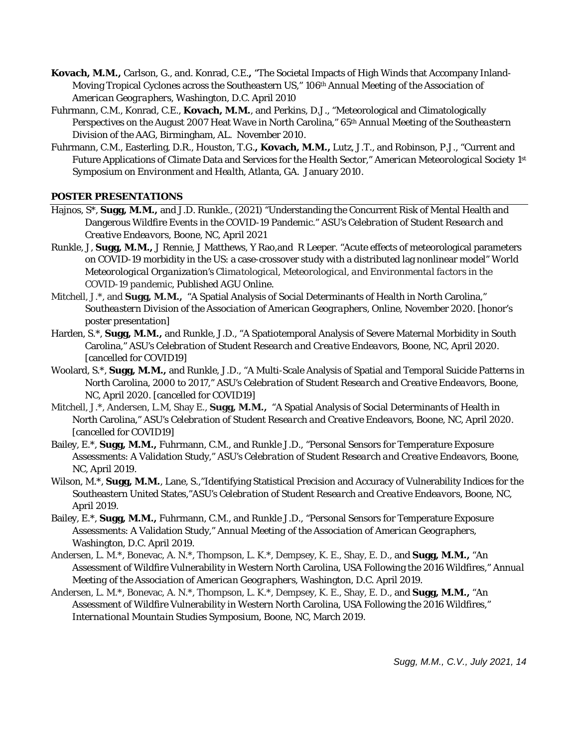**Kovach, M.M.,** Carlson, G., and. Konrad, C.E.**,** "The Societal Impacts of High Winds that Accompany Inland-Moving Tropical Cyclones across the Southeastern US," *106th Annual Meeting of the Association of American Geographers*, Washington, D.C. April 2010

Fuhrmann, C.M., Konrad, C.E., **Kovach, M.M.**, and Perkins, D.J., "Meteorological and Climatologically Perspectives on the August 2007 Heat Wave in North Carolina," *65th Annual Meeting of the Southeastern Division of the AAG*, Birmingham, AL. November 2010.

Fuhrmann, C.M., Easterling, D.R., Houston, T.G.**, Kovach, M.M.,** Lutz, J.T., and Robinson, P.J., "Current and Future Applications of Climate Data and Services for the Health Sector," *American Meteorological Society 1st Symposium on Environment and Health*, Atlanta, GA. January 2010.

**POSTER PRESENTATIONS**

Hajnos, S*, **Sugg, M.M.,** and J.D. Runkle., (2021) "Understanding the Concurrent Risk of Mental Health and Dangerous Wildfire Events in the COVID-19 Pandemic." *ASU's Celebration of Student Research and Creative Endeavors*, Boone, NC, April 2021

Runkle, J, **Sugg, M.M.,** J Rennie, J Matthews, Y Rao,and R Leeper. "Acute effects of meteorological parameters on COVID-19 morbidity in the US: a case-crossover study with a distributed lag nonlinear model" *World Meteorological Organization's Climatological, Meteorological, and Environmental factors in the COVID-19 pandemic*, Published AGU Online.

Mitchell, J.*, and **Sugg, M.M.,** "A Spatial Analysis of Social Determinants of Health in North Carolina," *Southeastern Division of the Association of American Geographers*, Online, November 2020. [honor's poster presentation]

Harden, S.*, **Sugg, M.M.,** and Runkle, J.D., "A Spatiotemporal Analysis of Severe Maternal Morbidity in South Carolina," *ASU's Celebration of Student Research and Creative Endeavors*, Boone, NC, April 2020. [cancelled for COVID19]

Woolard, S.*, **Sugg, M.M.,** and Runkle, J.D., "A Multi-Scale Analysis of Spatial and Temporal Suicide Patterns in North Carolina, 2000 to 2017," *ASU's Celebration of Student Research and Creative Endeavors*, Boone, NC, April 2020. [cancelled for COVID19]

Mitchell, J.*, Andersen, L.M, Shay E., **Sugg, M.M.,** "A Spatial Analysis of Social Determinants of Health in North Carolina," *ASU's Celebration of Student Research and Creative Endeavors*, Boone, NC, April 2020. [cancelled for COVID19]

Bailey, E.*, **Sugg, M.M.,** Fuhrmann, C.M., and Runkle J.D., "Personal Sensors for Temperature Exposure Assessments: A Validation Study," *ASU's Celebration of Student Research and Creative Endeavors*, Boone, NC, April 2019.

Wilson, M.*, **Sugg, M.M.**, Lane, S.,"Identifying Statistical Precision and Accuracy of Vulnerability Indices for the Southeastern United States,"*ASU's Celebration of Student Research and Creative Endeavors*, Boone, NC, April 2019.

Bailey, E.*, **Sugg, M.M.,** Fuhrmann, C.M., and Runkle J.D., "Personal Sensors for Temperature Exposure Assessments: A Validation Study," *Annual Meeting of the Association of American Geographers*, Washington, D.C. April 2019.

Andersen, L. M.*, Bonevac, A. N.*, Thompson, L. K.*, Dempsey, K. E., Shay, E. D., and **Sugg, M.M.,** "An Assessment of Wildfire Vulnerability in Western North Carolina, USA Following the 2016 Wildfires," *Annual Meeting of the Association of American Geographers*, Washington, D.C. April 2019.

Andersen, L. M.*, Bonevac, A. N.*, Thompson, L. K.*, Dempsey, K. E., Shay, E. D., and **Sugg, M.M.,** "An Assessment of Wildfire Vulnerability in Western North Carolina, USA Following the 2016 Wildfires," *International Mountain Studies Symposium*, Boone, NC, March 2019.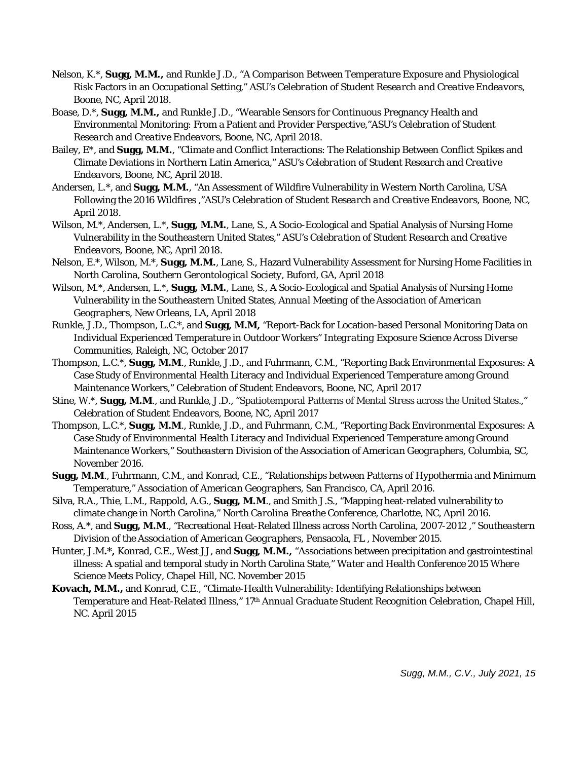Nelson, K.*, **Sugg, M.M.,** and Runkle J.D., "A Comparison Between Temperature Exposure and Physiological Risk Factors in an Occupational Setting," *ASU's Celebration of Student Research and Creative Endeavors*, Boone, NC, April 2018.

Boase, D.*, **Sugg, M.M.,** and Runkle J.D., "Wearable Sensors for Continuous Pregnancy Health and Environmental Monitoring: From a Patient and Provider Perspective,"*ASU's Celebration of Student Research and Creative Endeavors*, Boone, NC, April 2018.

Bailey, E*, and **Sugg, M.M.**, "Climate and Conflict Interactions: The Relationship Between Conflict Spikes and Climate Deviations in Northern Latin America," *ASU's Celebration of Student Research and Creative Endeavors*, Boone, NC, April 2018.

Andersen, L.*, and **Sugg, M.M.**, "An Assessment of Wildfire Vulnerability in Western North Carolina, USA Following the 2016 Wildfires ,"*ASU's Celebration of Student Research and Creative Endeavors*, Boone, NC, April 2018.

Wilson, M.*, Andersen, L.*, **Sugg, M.M.**, Lane, S., A Socio-Ecological and Spatial Analysis of Nursing Home Vulnerability in the Southeastern United States," *ASU's Celebration of Student Research and Creative Endeavors*, Boone, NC, April 2018.

Nelson, E.*, Wilson, M.*, **Sugg, M.M.**, Lane, S., Hazard Vulnerability Assessment for Nursing Home Facilities in North Carolina, *Southern Gerontological Society*, Buford, GA, April 2018

Wilson, M.*, Andersen, L.*, **Sugg, M.M.**, Lane, S., A Socio-Ecological and Spatial Analysis of Nursing Home Vulnerability in the Southeastern United States, *Annual Meeting of the Association of American Geographers*, New Orleans, LA, April 2018

Runkle, J.D., Thompson, L.C.*, and **Sugg, M.M,** "Report-Back for Location-based Personal Monitoring Data on Individual Experienced Temperature in Outdoor Workers" *Integrating Exposure Science Across Diverse Communities*, Raleigh, NC, October 2017

Thompson, L.C.*, **Sugg, M.M**., Runkle, J.D., and Fuhrmann, C.M., "Reporting Back Environmental Exposures: A Case Study of Environmental Health Literacy and Individual Experienced Temperature among Ground Maintenance Workers," *Celebration of Student Endeavors*, Boone, NC, April 2017

Stine, W.*, **Sugg, M.M**., and Runkle, J.D., "Spatiotemporal Patterns of Mental Stress across the United States.," *Celebration of Student Endeavors*, Boone, NC, April 2017

Thompson, L.C.*, **Sugg, M.M**., Runkle, J.D., and Fuhrmann, C.M., "Reporting Back Environmental Exposures: A Case Study of Environmental Health Literacy and Individual Experienced Temperature among Ground Maintenance Workers," *Southeastern Division of the Association of American Geographers*, Columbia, SC, November 2016.

**Sugg, M.M**., Fuhrmann, C.M., and Konrad, C.E., "Relationships between Patterns of Hypothermia and Minimum Temperature," *Association of American Geographers*, San Francisco, CA, April 2016.

Silva, R.A., Thie, L.M., Rappold, A.G., **Sugg, M.M**., and Smith J.S., "Mapping heat-related vulnerability to climate change in North Carolina," *North Carolina Breathe Conference*, Charlotte, NC, April 2016.

Ross, A.*, and **Sugg, M.M**., "Recreational Heat-Related Illness across North Carolina, 2007-2012 ," *Southeastern Division of the Association of American Geographers*, Pensacola, FL , November 2015.

Hunter, J.M**.*,** Konrad, C.E., West JJ, and **Sugg, M.M.,** "Associations between precipitation and gastrointestinal illness: A spatial and temporal study in North Carolina State," *Water and Health Conference 2015 Where Science Meets Policy*, Chapel Hill, NC. November 2015

**Kovach, M.M.,** and Konrad, C.E., "Climate-Health Vulnerability: Identifying Relationships between Temperature and Heat-Related Illness," *17th Annual Graduate Student Recognition Celebration*, Chapel Hill, NC. April 2015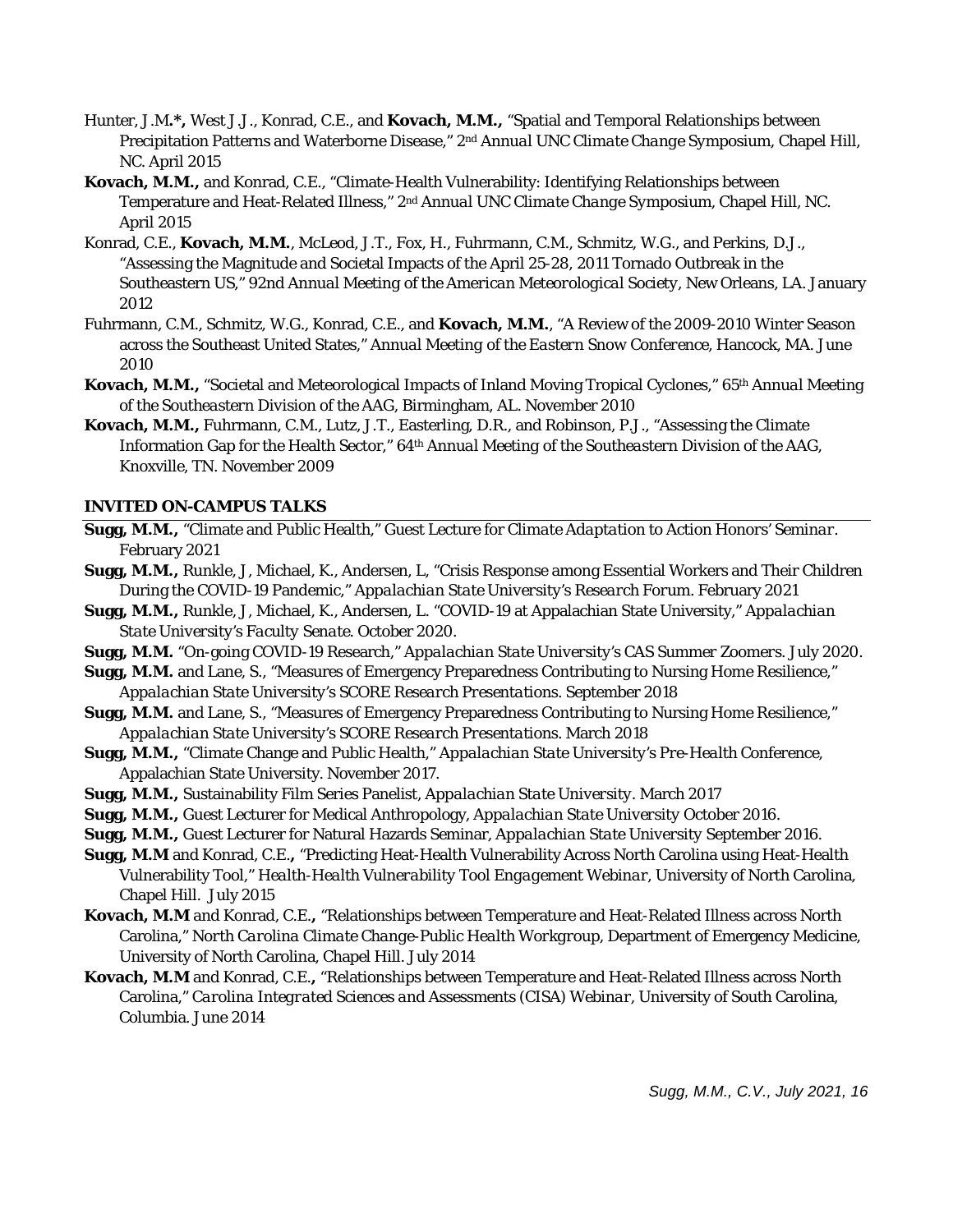Hunter, J.M.**\***, West J.J., Konrad, C.E., and **Kovach, M.M.,** "Spatial and Temporal Relationships between Precipitation Patterns and Waterborne Disease," 2nd *Annual UNC Climate Change Symposium*, Chapel Hill, NC. April 2015

**Kovach, M.M.,** and Konrad, C.E., "Climate-Health Vulnerability: Identifying Relationships between Temperature and Heat-Related Illness," 2nd *Annual UNC Climate Change Symposium*, Chapel Hill, NC. April 2015

Konrad, C.E., **Kovach, M.M.**, McLeod, J.T., Fox, H., Fuhrmann, C.M., Schmitz, W.G., and Perkins, D.J., "Assessing the Magnitude and Societal Impacts of the April 25-28, 2011 Tornado Outbreak in the Southeastern US," *92nd Annual Meeting of the American Meteorological Society*, New Orleans, LA. January 2012

Fuhrmann, C.M., Schmitz, W.G., Konrad, C.E., and **Kovach, M.M.**, "A Review of the 2009-2010 Winter Season across the Southeast United States," *Annual Meeting of the Eastern Snow Conference*, Hancock, MA. June 2010

**Kovach, M.M.,** "Societal and Meteorological Impacts of Inland Moving Tropical Cyclones," *65th Annual Meeting of the Southeastern Division of the AAG*, Birmingham, AL. November 2010

**Kovach, M.M.,** Fuhrmann, C.M., Lutz, J.T., Easterling, D.R., and Robinson, P.J., "Assessing the Climate Information Gap for the Health Sector," *64th Annual Meeting of the Southeastern Division of the AAG*, Knoxville, TN. November 2009

## INVITED ON-CAMPUS TALKS

**Sugg, M.M.,** "Climate and Public Health," Guest Lecture for *Climate Adaptation to Action Honors' Seminar*. February 2021

**Sugg, M.M.,** Runkle, J, Michael, K., Andersen, L, "Crisis Response among Essential Workers and Their Children During the COVID-19 Pandemic," *Appalachian State University's Research Forum*. February 2021

**Sugg, M.M.,** Runkle, J, Michael, K., Andersen, L. "COVID-19 at Appalachian State University," *Appalachian State University's Faculty Senate*. October 2020.

**Sugg, M.M.** "On-going COVID-19 Research," *Appalachian State University's CAS Summer Zoomers*. July 2020.

**Sugg, M.M.** and Lane, S., "Measures of Emergency Preparedness Contributing to Nursing Home Resilience," *Appalachian State University's SCORE Research Presentations*. September 2018

**Sugg, M.M.** and Lane, S., "Measures of Emergency Preparedness Contributing to Nursing Home Resilience," *Appalachian State University's SCORE Research Presentations*. March 2018

**Sugg, M.M.,** "Climate Change and Public Health," *Appalachian State University's Pre-Health Conference*, Appalachian State University. November 2017.

**Sugg, M.M.,** Sustainability Film Series Panelist, *Appalachian State University*. March 2017

**Sugg, M.M.,** Guest Lecturer for Medical Anthropology, *Appalachian State University* October 2016.

**Sugg, M.M.,** Guest Lecturer for Natural Hazards Seminar, *Appalachian State University* September 2016.

**Sugg, M.M** and Konrad, C.E.**,** "Predicting Heat-Health Vulnerability Across North Carolina using Heat-Health Vulnerability Tool," *Health-Health Vulnerability Tool Engagement Webinar*, University of North Carolina, Chapel Hill. July 2015

**Kovach, M.M** and Konrad, C.E.**,** "Relationships between Temperature and Heat-Related Illness across North Carolina," *North Carolina Climate Change-Public Health Workgroup*, Department of Emergency Medicine, University of North Carolina, Chapel Hill. July 2014

**Kovach, M.M** and Konrad, C.E.**,** "Relationships between Temperature and Heat-Related Illness across North Carolina," *Carolina Integrated Sciences and Assessments (CISA) Webinar*, University of South Carolina, Columbia. June 2014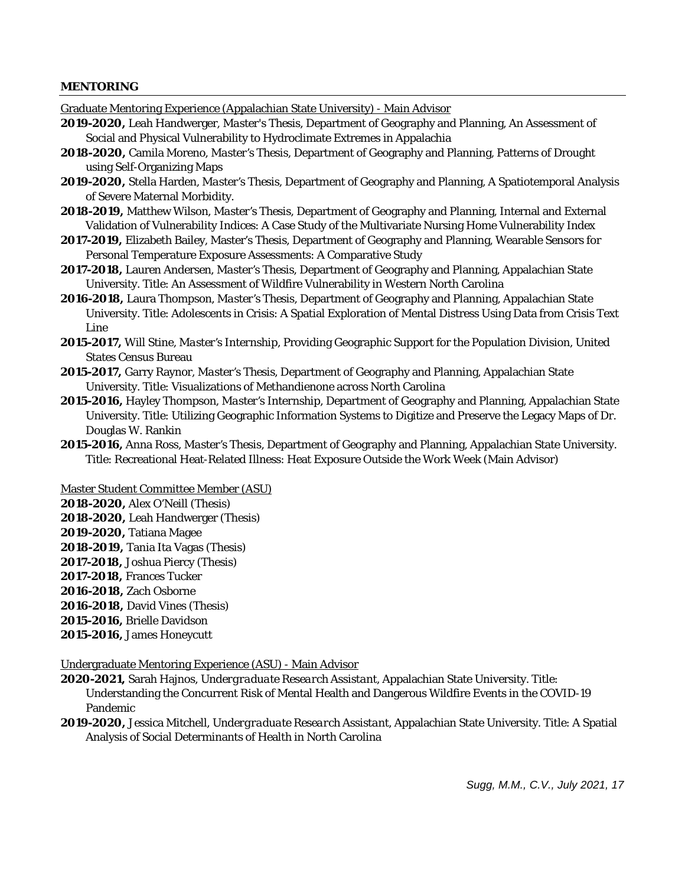## MENTORING

Graduate Mentoring Experience (Appalachian State University) - Main Advisor

**2019-2020,** Leah Handwerger, *Master's Thesis*, Department of Geography and Planning, An Assessment of Social and Physical Vulnerability to Hydroclimate Extremes in Appalachia

**2018-2020,** Camila Moreno, *Master's Thesis*, Department of Geography and Planning, Patterns of Drought using Self-Organizing Maps

**2019-2020,** Stella Harden, *Master's Thesis*, Department of Geography and Planning, A Spatiotemporal Analysis of Severe Maternal Morbidity.

**2018-2019,** Matthew Wilson, *Master's Thesis*, Department of Geography and Planning, Internal and External Validation of Vulnerability Indices: A Case Study of the Multivariate Nursing Home Vulnerability Index

**2017-2019,** Elizabeth Bailey, Master's Thesis, Department of Geography and Planning, Wearable Sensors for Personal Temperature Exposure Assessments: A Comparative Study

**2017-2018,** Lauren Andersen, *Master's Thesis*, Department of Geography and Planning, Appalachian State University. Title: An Assessment of Wildfire Vulnerability in Western North Carolina

**2016-2018,** Laura Thompson, *Master's Thesis*, Department of Geography and Planning, Appalachian State University. Title: Adolescents in Crisis: A Spatial Exploration of Mental Distress Using Data from Crisis Text Line

**2015-2017,** Will Stine, *Master's Internship*, Providing Geographic Support for the Population Division, United States Census Bureau

**2015-2017,** Garry Raynor, *Master's Thesis*, Department of Geography and Planning, Appalachian State University. Title: Visualizations of Methandienone across North Carolina

**2015-2016,** Hayley Thompson, *Master's Internship*, Department of Geography and Planning, Appalachian State University. Title: Utilizing Geographic Information Systems to Digitize and Preserve the Legacy Maps of Dr. Douglas W. Rankin

**2015-2016,** Anna Ross, *Master's Thesis*, Department of Geography and Planning, Appalachian State University. Title: Recreational Heat-Related Illness: Heat Exposure Outside the Work Week (Main Advisor)

Master Student Committee Member (ASU)

**2018-2020,** Alex O'Neill (Thesis)
**2018-2020,** Leah Handwerger (Thesis)
**2019-2020,** Tatiana Magee
**2018-2019,** Tania Ita Vagas (Thesis)
**2017-2018,** Joshua Piercy (Thesis)
**2017-2018,** Frances Tucker
**2016-2018,** Zach Osborne
**2016-2018,** David Vines (Thesis)
**2015-2016,** Brielle Davidson
**2015-2016,** James Honeycutt

Undergraduate Mentoring Experience (ASU) - Main Advisor

**2020-2021,** Sarah Hajnos, *Undergraduate Research Assistant*, Appalachian State University. Title: Understanding the Concurrent Risk of Mental Health and Dangerous Wildfire Events in the COVID-19 Pandemic

**2019-2020,** Jessica Mitchell, *Undergraduate Research Assistant*, Appalachian State University. Title: A Spatial Analysis of Social Determinants of Health in North Carolina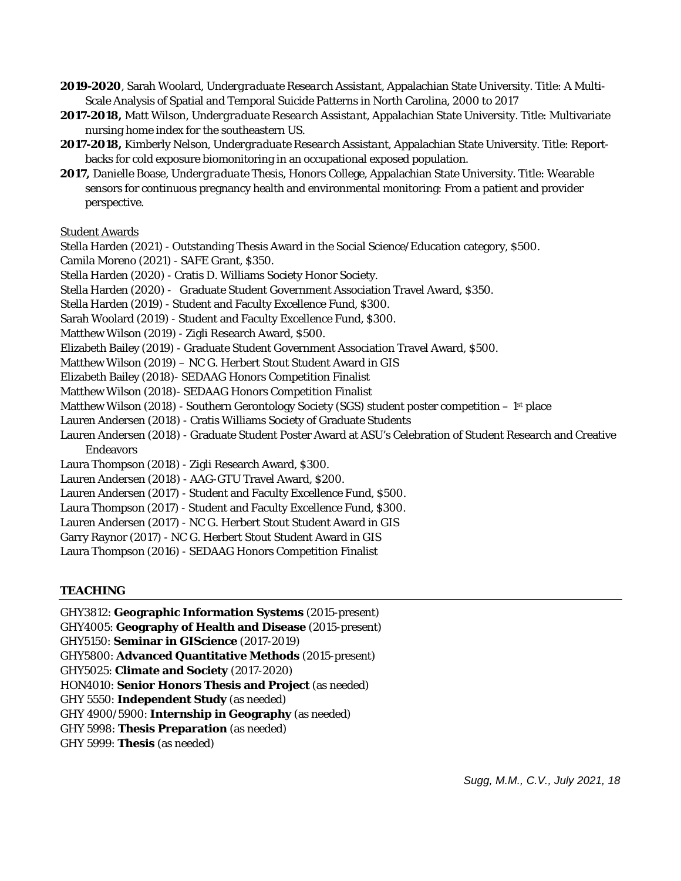**2019-2020**, Sarah Woolard, *Undergraduate Research Assistant*, Appalachian State University. Title: A Multi-Scale Analysis of Spatial and Temporal Suicide Patterns in North Carolina, 2000 to 2017

**2017-2018,** Matt Wilson, *Undergraduate Research Assistant*, Appalachian State University. Title: Multivariate nursing home index for the southeastern US.

**2017-2018,** Kimberly Nelson, *Undergraduate Research Assistant*, Appalachian State University. Title: Report-backs for cold exposure biomonitoring in an occupational exposed population.

**2017,** Danielle Boase, *Undergraduate Thesis*, Honors College, Appalachian State University. Title: Wearable sensors for continuous pregnancy health and environmental monitoring: From a patient and provider perspective.

Student Awards

Stella Harden (2021) - Outstanding Thesis Award in the Social Science/Education category, $500.
Camila Moreno (2021) - SAFE Grant, $350.
Stella Harden (2020) - Cratis D. Williams Society Honor Society.
Stella Harden (2020) - Graduate Student Government Association Travel Award, $350.
Stella Harden (2019) - Student and Faculty Excellence Fund, $300.
Sarah Woolard (2019) - Student and Faculty Excellence Fund, $300.
Matthew Wilson (2019) - Zigli Research Award, $500.
Elizabeth Bailey (2019) - Graduate Student Government Association Travel Award, $500.
Matthew Wilson (2019) – NC G. Herbert Stout Student Award in GIS
Elizabeth Bailey (2018)- SEDAAG Honors Competition Finalist
Matthew Wilson (2018)- SEDAAG Honors Competition Finalist
Matthew Wilson (2018) - Southern Gerontology Society (SGS) student poster competition – 1st place
Lauren Andersen (2018) - Cratis Williams Society of Graduate Students
Lauren Andersen (2018) - Graduate Student Poster Award at ASU's Celebration of Student Research and Creative Endeavors
Laura Thompson (2018) - Zigli Research Award, $300.
Lauren Andersen (2018) - AAG-GTU Travel Award, $200.
Lauren Andersen (2017) - Student and Faculty Excellence Fund, $500.
Laura Thompson (2017) - Student and Faculty Excellence Fund, $300.
Lauren Andersen (2017) - NC G. Herbert Stout Student Award in GIS
Garry Raynor (2017) - NC G. Herbert Stout Student Award in GIS
Laura Thompson (2016) - SEDAAG Honors Competition Finalist

## TEACHING

GHY3812: **Geographic Information Systems** (2015-present)
GHY4005: **Geography of Health and Disease** (2015-present)
GHY5150: **Seminar in GIScience** (2017-2019)
GHY5800: **Advanced Quantitative Methods** (2015-present)
GHY5025: **Climate and Society** (2017-2020)
HON4010: **Senior Honors Thesis and Project** (as needed)
GHY 5550: **Independent Study** (as needed)
GHY 4900/5900: **Internship in Geography** (as needed)
GHY 5998: **Thesis Preparation** (as needed)
GHY 5999: **Thesis** (as needed)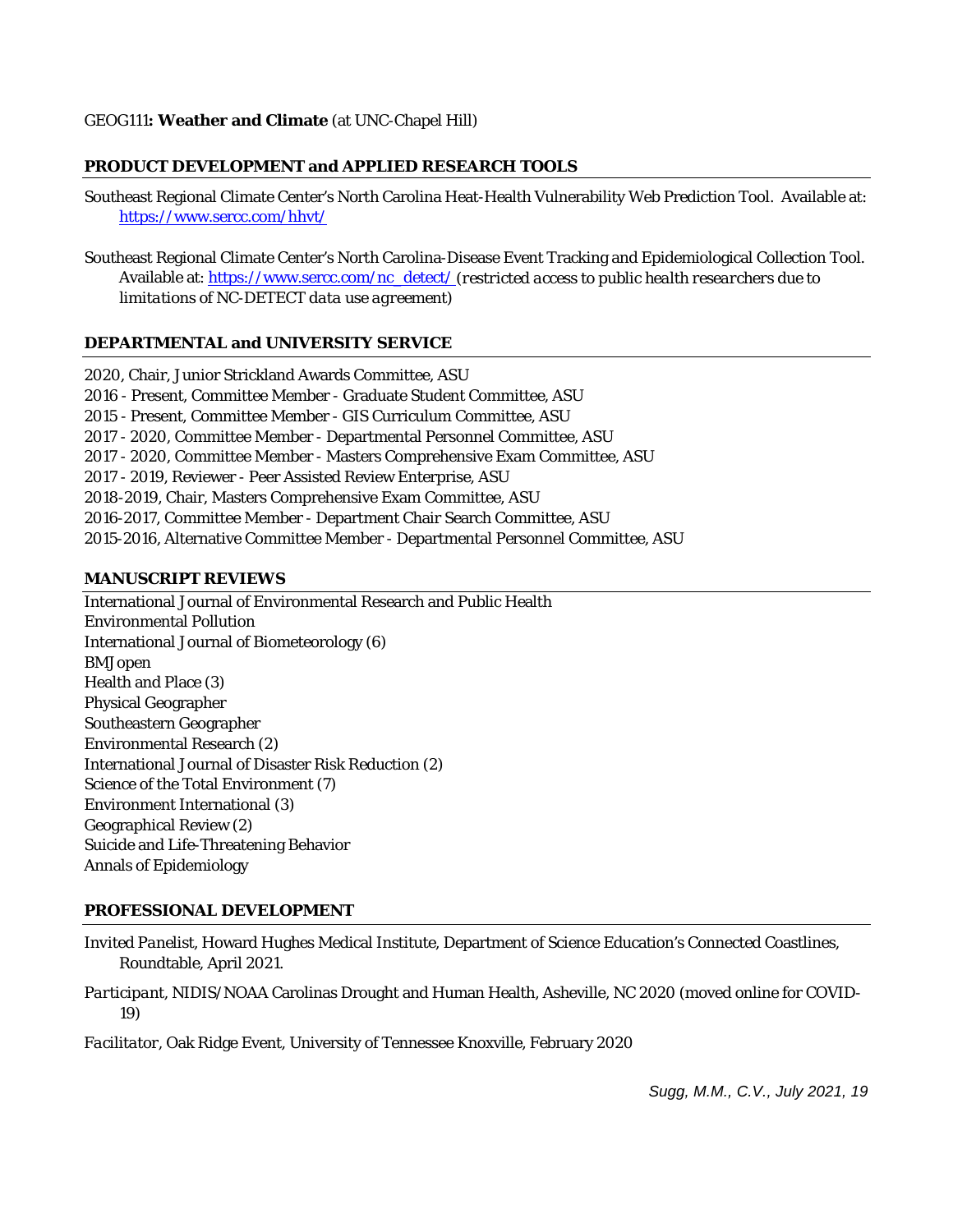GEOG111**: Weather and Climate** (at UNC-Chapel Hill)

## PRODUCT DEVELOPMENT and APPLIED RESEARCH TOOLS

Southeast Regional Climate Center's North Carolina Heat-Health Vulnerability Web Prediction Tool. Available at: https://www.sercc.com/hhvt/

Southeast Regional Climate Center's North Carolina-Disease Event Tracking and Epidemiological Collection Tool. Available at: https://www.sercc.com/nc_detect/ *(restricted access to public health researchers due to limitations of NC-DETECT data use agreement)*

## DEPARTMENTAL and UNIVERSITY SERVICE

2020, Chair, Junior Strickland Awards Committee, ASU
2016 - Present, Committee Member - Graduate Student Committee, ASU
2015 - Present, Committee Member - GIS Curriculum Committee, ASU
2017 - 2020, Committee Member - Departmental Personnel Committee, ASU
2017 - 2020, Committee Member - Masters Comprehensive Exam Committee, ASU
2017 - 2019, Reviewer - Peer Assisted Review Enterprise, ASU
2018-2019, Chair, Masters Comprehensive Exam Committee, ASU
2016-2017, Committee Member - Department Chair Search Committee, ASU
2015-2016, Alternative Committee Member - Departmental Personnel Committee, ASU

## MANUSCRIPT REVIEWS

International Journal of Environmental Research and Public Health
Environmental Pollution
International Journal of Biometeorology (6)
BMJopen
Health and Place (3)
Physical Geographer
Southeastern Geographer
Environmental Research (2)
International Journal of Disaster Risk Reduction (2)
Science of the Total Environment (7)
Environment International (3)
Geographical Review (2)
Suicide and Life-Threatening Behavior
Annals of Epidemiology

## PROFESSIONAL DEVELOPMENT

*Invited Panelist*, Howard Hughes Medical Institute, Department of Science Education's Connected Coastlines, Roundtable, April 2021.

*Participant*, NIDIS/NOAA Carolinas Drought and Human Health, Asheville, NC 2020 (moved online for COVID-19)

*Facilitator*, Oak Ridge Event, University of Tennessee Knoxville, February 2020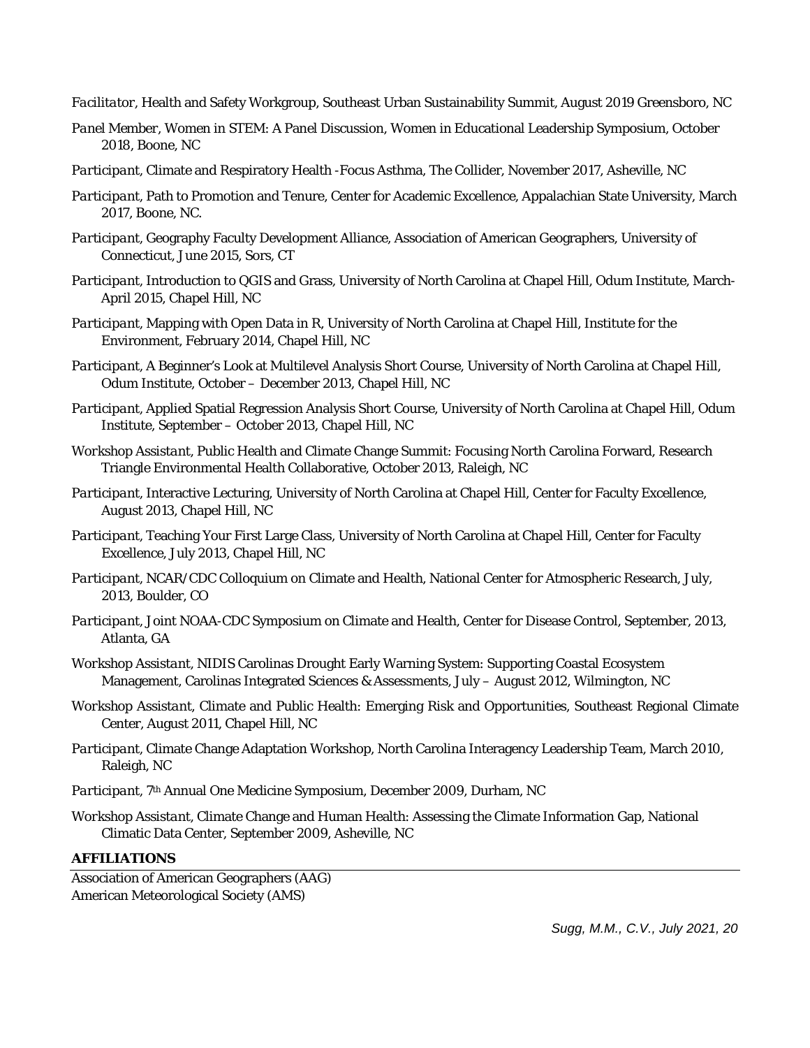*Facilitator*, Health and Safety Workgroup, Southeast Urban Sustainability Summit, August 2019 Greensboro, NC

*Panel Member*, Women in STEM: A Panel Discussion, Women in Educational Leadership Symposium, October 2018, Boone, NC

*Participant*, Climate and Respiratory Health -Focus Asthma, The Collider, November 2017, Asheville, NC

*Participant*, Path to Promotion and Tenure, Center for Academic Excellence, Appalachian State University, March 2017, Boone, NC.

*Participant*, Geography Faculty Development Alliance, Association of American Geographers, University of Connecticut, June 2015, Sors, CT

*Participant*, Introduction to QGIS and Grass, University of North Carolina at Chapel Hill, Odum Institute, March-April 2015, Chapel Hill, NC

*Participant*, Mapping with Open Data in R, University of North Carolina at Chapel Hill, Institute for the Environment, February 2014, Chapel Hill, NC

*Participant*, A Beginner's Look at Multilevel Analysis Short Course, University of North Carolina at Chapel Hill, Odum Institute, October – December 2013, Chapel Hill, NC

*Participant*, Applied Spatial Regression Analysis Short Course, University of North Carolina at Chapel Hill, Odum Institute, September – October 2013, Chapel Hill, NC

*Workshop Assistant*, Public Health and Climate Change Summit: Focusing North Carolina Forward, Research Triangle Environmental Health Collaborative, October 2013, Raleigh, NC

*Participant*, Interactive Lecturing, University of North Carolina at Chapel Hill, Center for Faculty Excellence, August 2013, Chapel Hill, NC

*Participant*, Teaching Your First Large Class, University of North Carolina at Chapel Hill, Center for Faculty Excellence, July 2013, Chapel Hill, NC

*Participant*, NCAR/CDC Colloquium on Climate and Health, National Center for Atmospheric Research, July, 2013, Boulder, CO

*Participant*, Joint NOAA-CDC Symposium on Climate and Health, Center for Disease Control, September, 2013, Atlanta, GA

*Workshop Assistant*, NIDIS Carolinas Drought Early Warning System: Supporting Coastal Ecosystem Management, Carolinas Integrated Sciences & Assessments, July – August 2012, Wilmington, NC

*Workshop Assistant*, Climate and Public Health: Emerging Risk and Opportunities, Southeast Regional Climate Center, August 2011, Chapel Hill, NC

*Participant*, Climate Change Adaptation Workshop, North Carolina Interagency Leadership Team, March 2010, Raleigh, NC

*Participant*, 7th Annual One Medicine Symposium, December 2009, Durham, NC

*Workshop Assistant*, Climate Change and Human Health: Assessing the Climate Information Gap, National Climatic Data Center, September 2009, Asheville, NC

**AFFILIATIONS**

Association of American Geographers (AAG)
American Meteorological Society (AMS)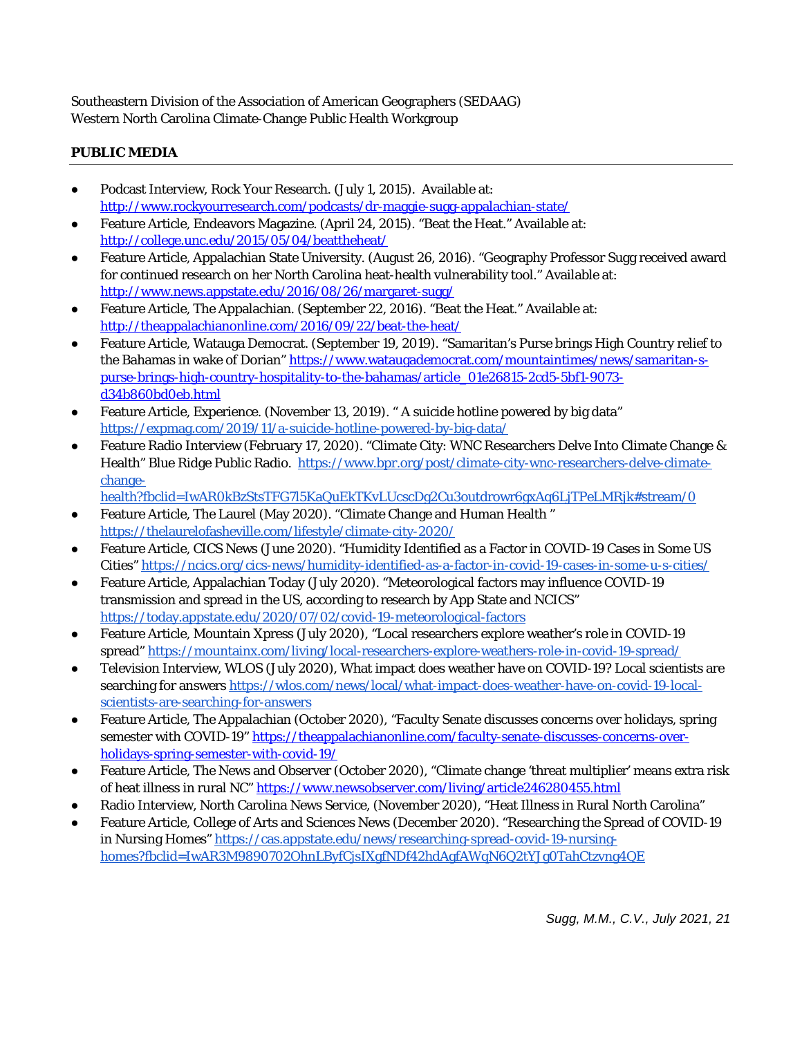Southeastern Division of the Association of American Geographers (SEDAAG)
Western North Carolina Climate-Change Public Health Workgroup

**PUBLIC MEDIA**

- Podcast Interview, Rock Your Research. (July 1, 2015). Available at: http://www.rockyourresearch.com/podcasts/dr-maggie-sugg-appalachian-state/
- Feature Article, Endeavors Magazine. (April 24, 2015). "Beat the Heat." Available at: http://college.unc.edu/2015/05/04/beattheheat/
- Feature Article, Appalachian State University. (August 26, 2016). "Geography Professor Sugg received award for continued research on her North Carolina heat-health vulnerability tool." Available at: http://www.news.appstate.edu/2016/08/26/margaret-sugg/
- Feature Article, The Appalachian. (September 22, 2016). "Beat the Heat." Available at: http://theappalachianonline.com/2016/09/22/beat-the-heat/
- Feature Article, Watauga Democrat. (September 19, 2019). "Samaritan's Purse brings High Country relief to the Bahamas in wake of Dorian" https://www.wataugademocrat.com/mountaintimes/news/samaritan-s-purse-brings-high-country-hospitality-to-the-bahamas/article_01e26815-2cd5-5bf1-9073-d34b860bd0eb.html
- Feature Article, Experience. (November 13, 2019). " A suicide hotline powered by big data" https://expmag.com/2019/11/a-suicide-hotline-powered-by-big-data/
- Feature Radio Interview (February 17, 2020). "Climate City: WNC Researchers Delve Into Climate Change & Health" Blue Ridge Public Radio. https://www.bpr.org/post/climate-city-wnc-researchers-delve-climate-change-health?fbclid=IwAR0kBzStsTFG7l5KaQuEkTKvLUcscDg2Cu3outdrowr6gxAq6LjTPeLMRjk#stream/0
- Feature Article, The Laurel (May 2020). "Climate Change and Human Health " https://thelaurelofasheville.com/lifestyle/climate-city-2020/
- Feature Article, CICS News (June 2020). "Humidity Identified as a Factor in COVID-19 Cases in Some US Cities" https://ncics.org/cics-news/humidity-identified-as-a-factor-in-covid-19-cases-in-some-u-s-cities/
- Feature Article, Appalachian Today (July 2020). "Meteorological factors may influence COVID-19 transmission and spread in the US, according to research by App State and NCICS" https://today.appstate.edu/2020/07/02/covid-19-meteorological-factors
- Feature Article, Mountain Xpress (July 2020), "Local researchers explore weather's role in COVID-19 spread" https://mountainx.com/living/local-researchers-explore-weathers-role-in-covid-19-spread/
- Television Interview, WLOS (July 2020), What impact does weather have on COVID-19? Local scientists are searching for answers https://wlos.com/news/local/what-impact-does-weather-have-on-covid-19-local-scientists-are-searching-for-answers
- Feature Article, The Appalachian (October 2020), "Faculty Senate discusses concerns over holidays, spring semester with COVID-19" https://theappalachianonline.com/faculty-senate-discusses-concerns-over-holidays-spring-semester-with-covid-19/
- Feature Article, The News and Observer (October 2020), "Climate change 'threat multiplier' means extra risk of heat illness in rural NC" https://www.newsobserver.com/living/article246280455.html
- Radio Interview, North Carolina News Service, (November 2020), "Heat Illness in Rural North Carolina"
- Feature Article, College of Arts and Sciences News (December 2020). "Researching the Spread of COVID-19 in Nursing Homes" https://cas.appstate.edu/news/researching-spread-covid-19-nursing-homes?fbclid=IwAR3M9890702OhnLByfCjsIXgfNDf42hdAgfAWqN6Q2tYJg0TahCtzvng4QE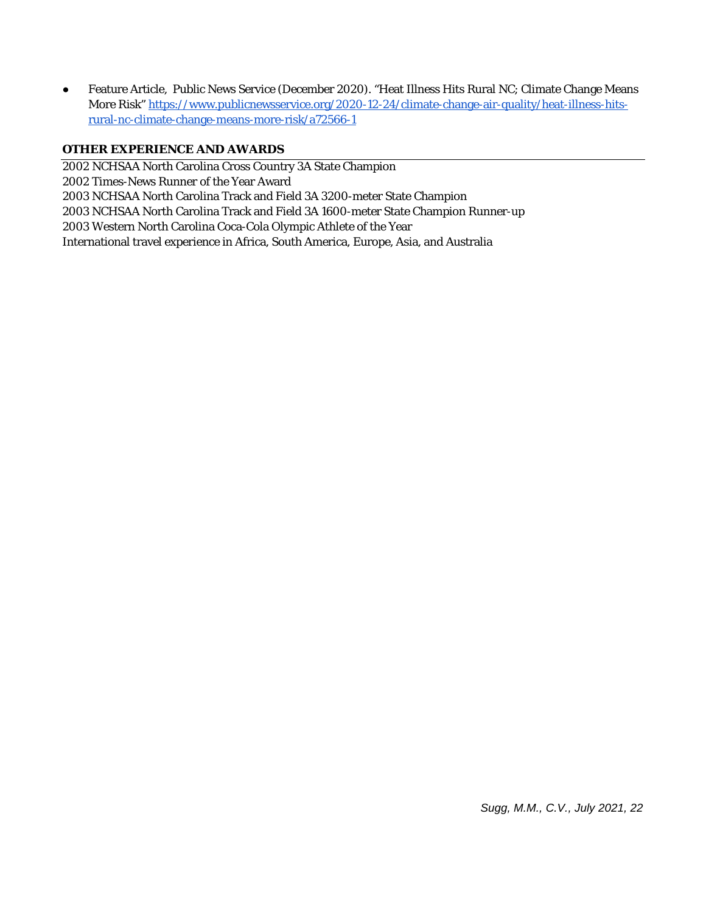- Feature Article, Public News Service (December 2020). "Heat Illness Hits Rural NC; Climate Change Means More Risk" https://www.publicnewsservice.org/2020-12-24/climate-change-air-quality/heat-illness-hits-rural-nc-climate-change-means-more-risk/a72566-1

## OTHER EXPERIENCE AND AWARDS

2002 NCHSAA North Carolina Cross Country 3A State Champion
2002 Times-News Runner of the Year Award
2003 NCHSAA North Carolina Track and Field 3A 3200-meter State Champion
2003 NCHSAA North Carolina Track and Field 3A 1600-meter State Champion Runner-up
2003 Western North Carolina Coca-Cola Olympic Athlete of the Year
International travel experience in Africa, South America, Europe, Asia, and Australia